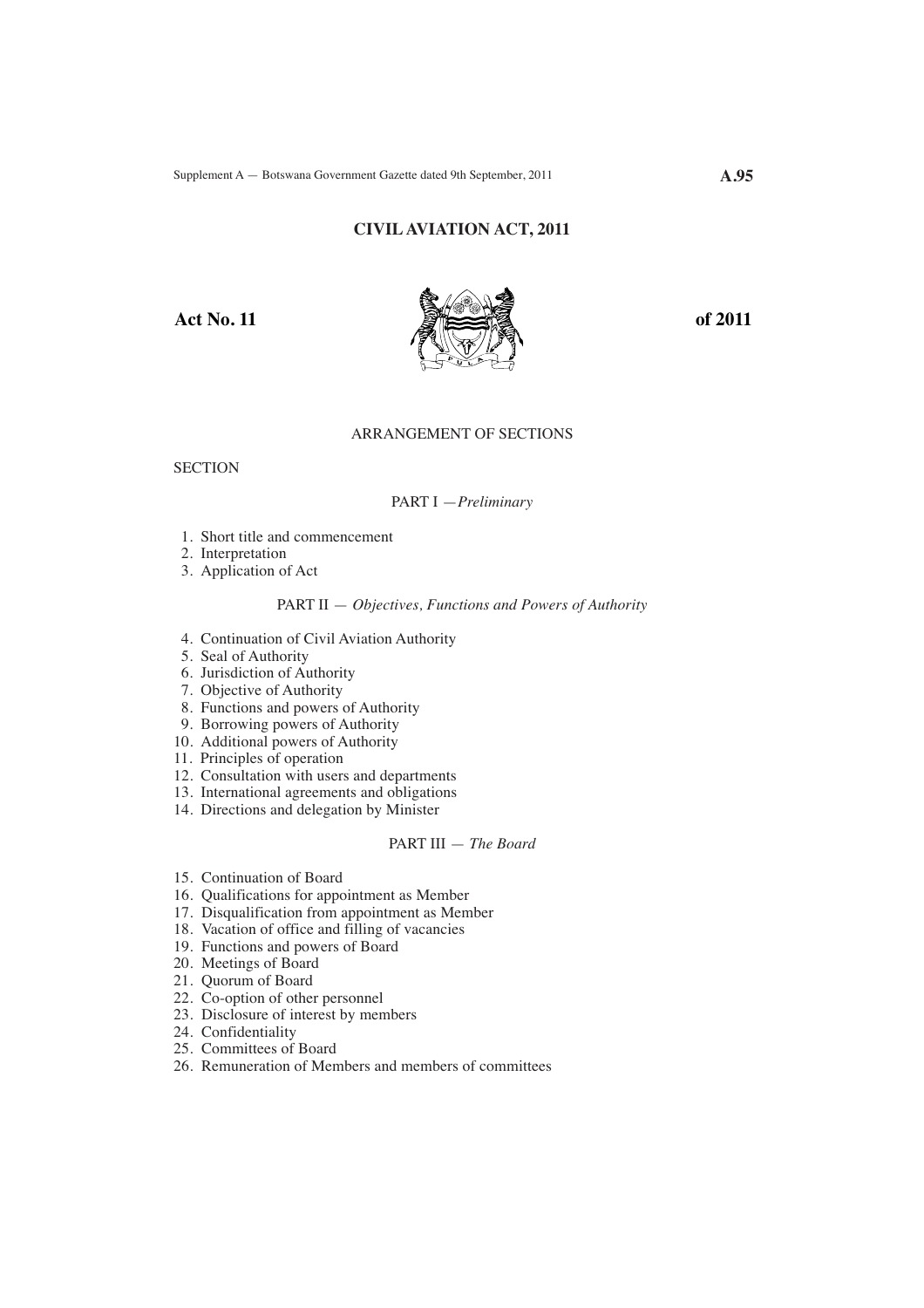# CIVIL AVIATION ACT, 2011

**Act No. 11** **of 2011**

ARRANGEMENT OF SECTIONS

SECTION

PART I —*Preliminary*

1. Short title and commencement
2. Interpretation
3. Application of Act

PART II — *Objectives, Functions and Powers of Authority*

4. Continuation of Civil Aviation Authority
5. Seal of Authority
6. Jurisdiction of Authority
7. Objective of Authority
8. Functions and powers of Authority
9. Borrowing powers of Authority
10. Additional powers of Authority
11. Principles of operation
12. Consultation with users and departments
13. International agreements and obligations
14. Directions and delegation by Minister

PART III — *The Board*

15. Continuation of Board
16. Qualifications for appointment as Member
17. Disqualification from appointment as Member
18. Vacation of office and filling of vacancies
19. Functions and powers of Board
20. Meetings of Board
21. Quorum of Board
22. Co-option of other personnel
23. Disclosure of interest by members
24. Confidentiality
25. Committees of Board
26. Remuneration of Members and members of committees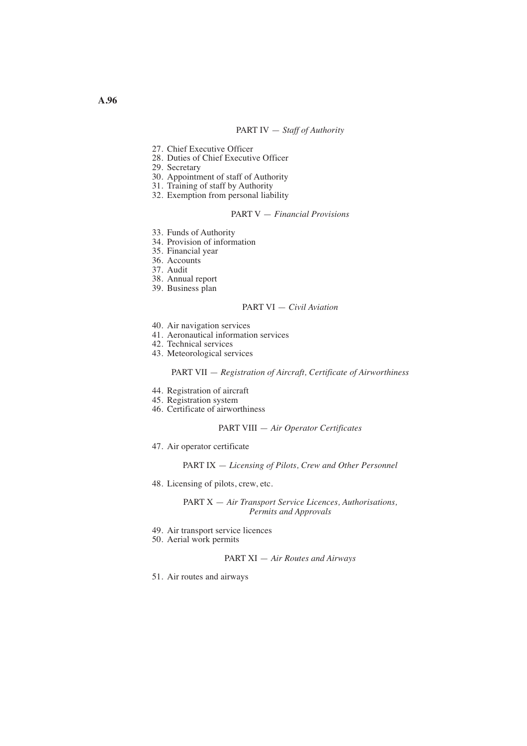PART IV — *Staff of Authority*

27. Chief Executive Officer
28. Duties of Chief Executive Officer
29. Secretary
30. Appointment of staff of Authority
31. Training of staff by Authority
32. Exemption from personal liability

PART V — *Financial Provisions*

33. Funds of Authority
34. Provision of information
35. Financial year
36. Accounts
37. Audit
38. Annual report
39. Business plan

PART VI — *Civil Aviation*

40. Air navigation services
41. Aeronautical information services
42. Technical services
43. Meteorological services

PART VII — *Registration of Aircraft, Certificate of Airworthiness*

44. Registration of aircraft
45. Registration system
46. Certificate of airworthiness

PART VIII — *Air Operator Certificates*

47. Air operator certificate

PART IX — *Licensing of Pilots, Crew and Other Personnel*

48. Licensing of pilots, crew, etc.

PART X — *Air Transport Service Licences, Authorisations, Permits and Approvals*

49. Air transport service licences
50. Aerial work permits

PART XI — *Air Routes and Airways*

51. Air routes and airways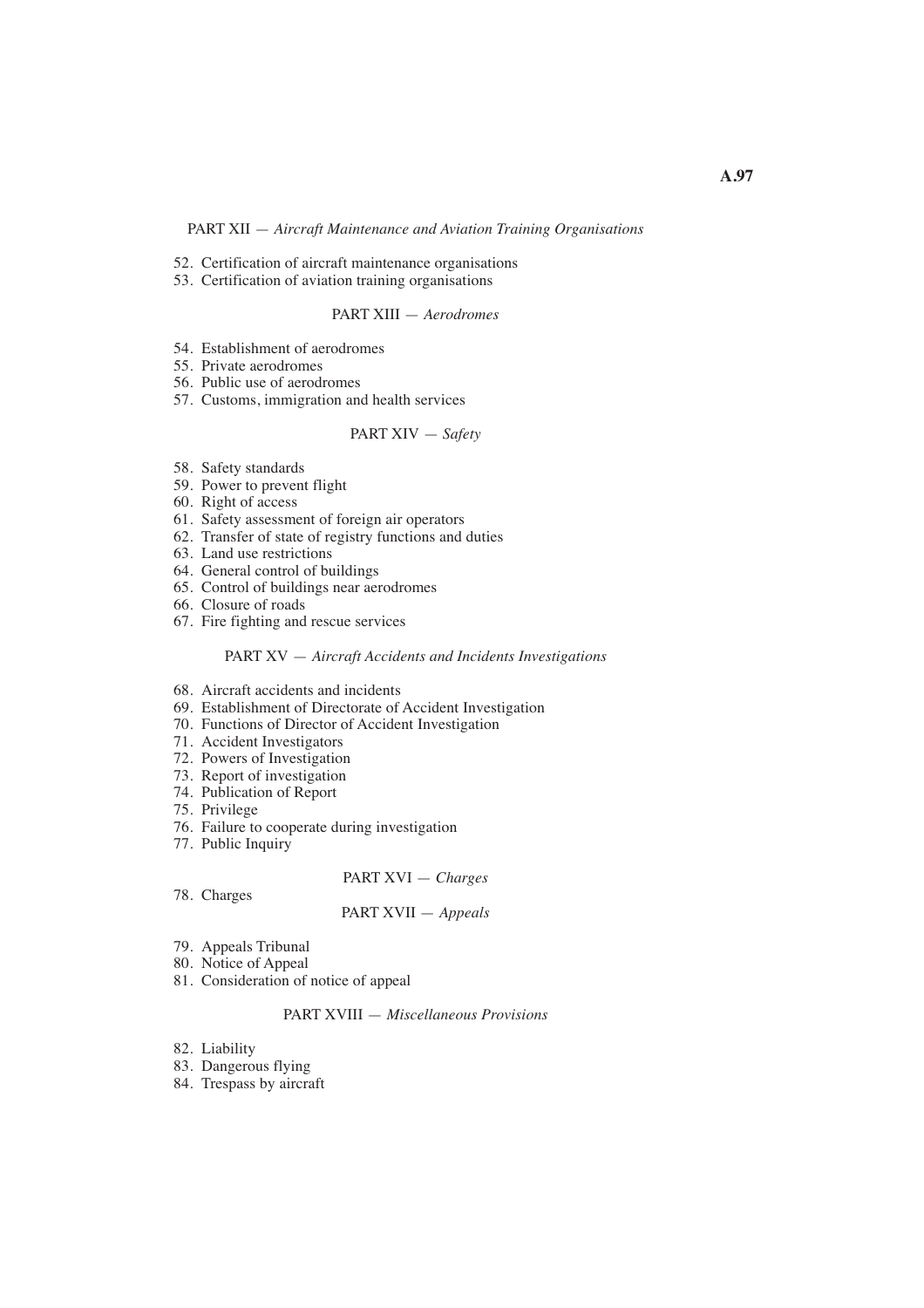PART XII — *Aircraft Maintenance and Aviation Training Organisations*

52. Certification of aircraft maintenance organisations
53. Certification of aviation training organisations

PART XIII — *Aerodromes*

54. Establishment of aerodromes
55. Private aerodromes
56. Public use of aerodromes
57. Customs, immigration and health services

PART XIV — *Safety*

58. Safety standards
59. Power to prevent flight
60. Right of access
61. Safety assessment of foreign air operators
62. Transfer of state of registry functions and duties
63. Land use restrictions
64. General control of buildings
65. Control of buildings near aerodromes
66. Closure of roads
67. Fire fighting and rescue services

PART XV — *Aircraft Accidents and Incidents Investigations*

68. Aircraft accidents and incidents
69. Establishment of Directorate of Accident Investigation
70. Functions of Director of Accident Investigation
71. Accident Investigators
72. Powers of Investigation
73. Report of investigation
74. Publication of Report
75. Privilege
76. Failure to cooperate during investigation
77. Public Inquiry

PART XVI — *Charges*

78. Charges

PART XVII — *Appeals*

79. Appeals Tribunal
80. Notice of Appeal
81. Consideration of notice of appeal

PART XVIII — *Miscellaneous Provisions*

82. Liability
83. Dangerous flying
84. Trespass by aircraft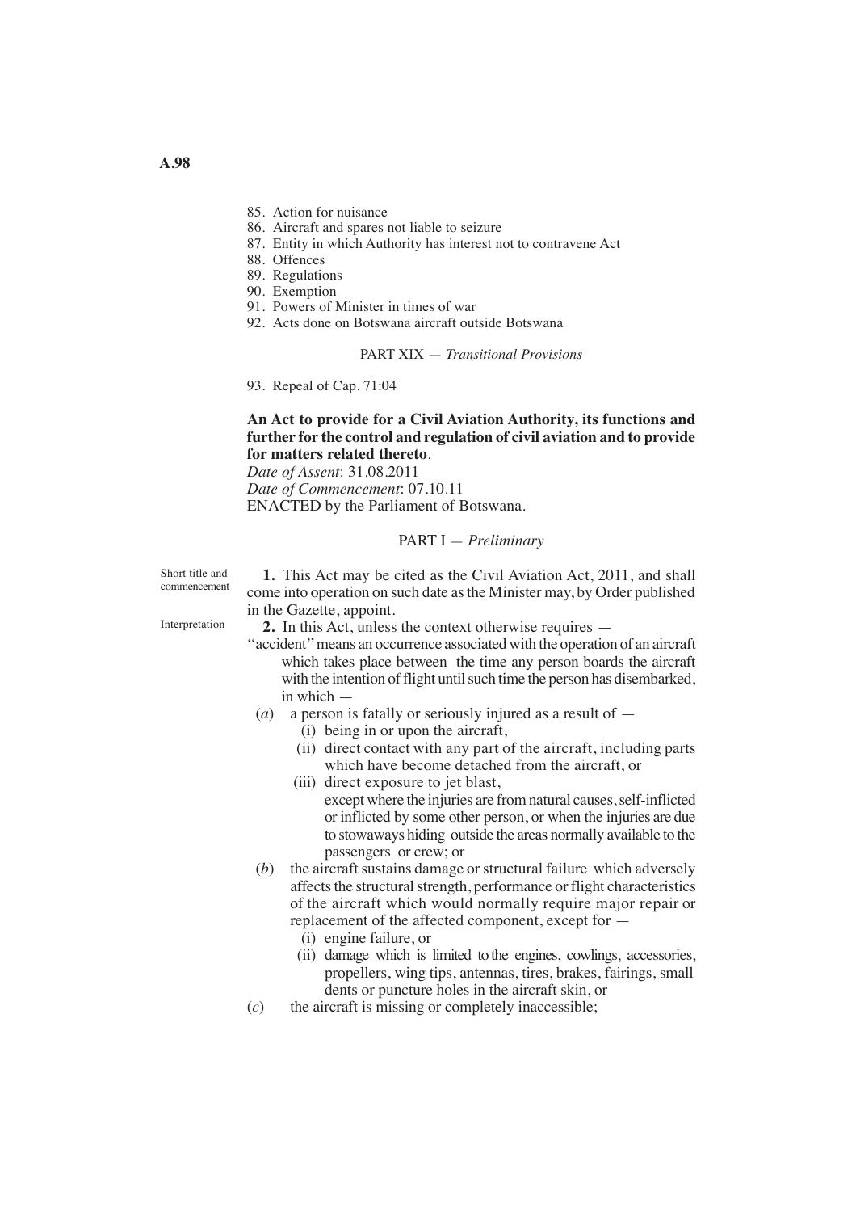85. Action for nuisance
86. Aircraft and spares not liable to seizure
87. Entity in which Authority has interest not to contravene Act
88. Offences
89. Regulations
90. Exemption
91. Powers of Minister in times of war
92. Acts done on Botswana aircraft outside Botswana

PART XIX — *Transitional Provisions*

93. Repeal of Cap. 71:04

**An Act to provide for a Civil Aviation Authority, its functions and further for the control and regulation of civil aviation and to provide for matters related thereto**.

*Date of Assent*: 31.08.2011
*Date of Commencement*: 07.10.11
ENACTED by the Parliament of Botswana.

## PART I — *Preliminary*

Short title and commencement

**1.** This Act may be cited as the Civil Aviation Act, 2011, and shall come into operation on such date as the Minister may, by Order published in the Gazette, appoint.

Interpretation

**2.** In this Act, unless the context otherwise requires —

"accident" means an occurrence associated with the operation of an aircraft which takes place between the time any person boards the aircraft with the intention of flight until such time the person has disembarked, in which —

(*a*) a person is fatally or seriously injured as a result of —
  (i) being in or upon the aircraft,
  (ii) direct contact with any part of the aircraft, including parts which have become detached from the aircraft, or
  (iii) direct exposure to jet blast,
  except where the injuries are from natural causes, self-inflicted or inflicted by some other person, or when the injuries are due to stowaways hiding outside the areas normally available to the passengers or crew; or

(*b*) the aircraft sustains damage or structural failure which adversely affects the structural strength, performance or flight characteristics of the aircraft which would normally require major repair or replacement of the affected component, except for —
  (i) engine failure, or
  (ii) damage which is limited to the engines, cowlings, accessories, propellers, wing tips, antennas, tires, brakes, fairings, small dents or puncture holes in the aircraft skin, or

(*c*) the aircraft is missing or completely inaccessible;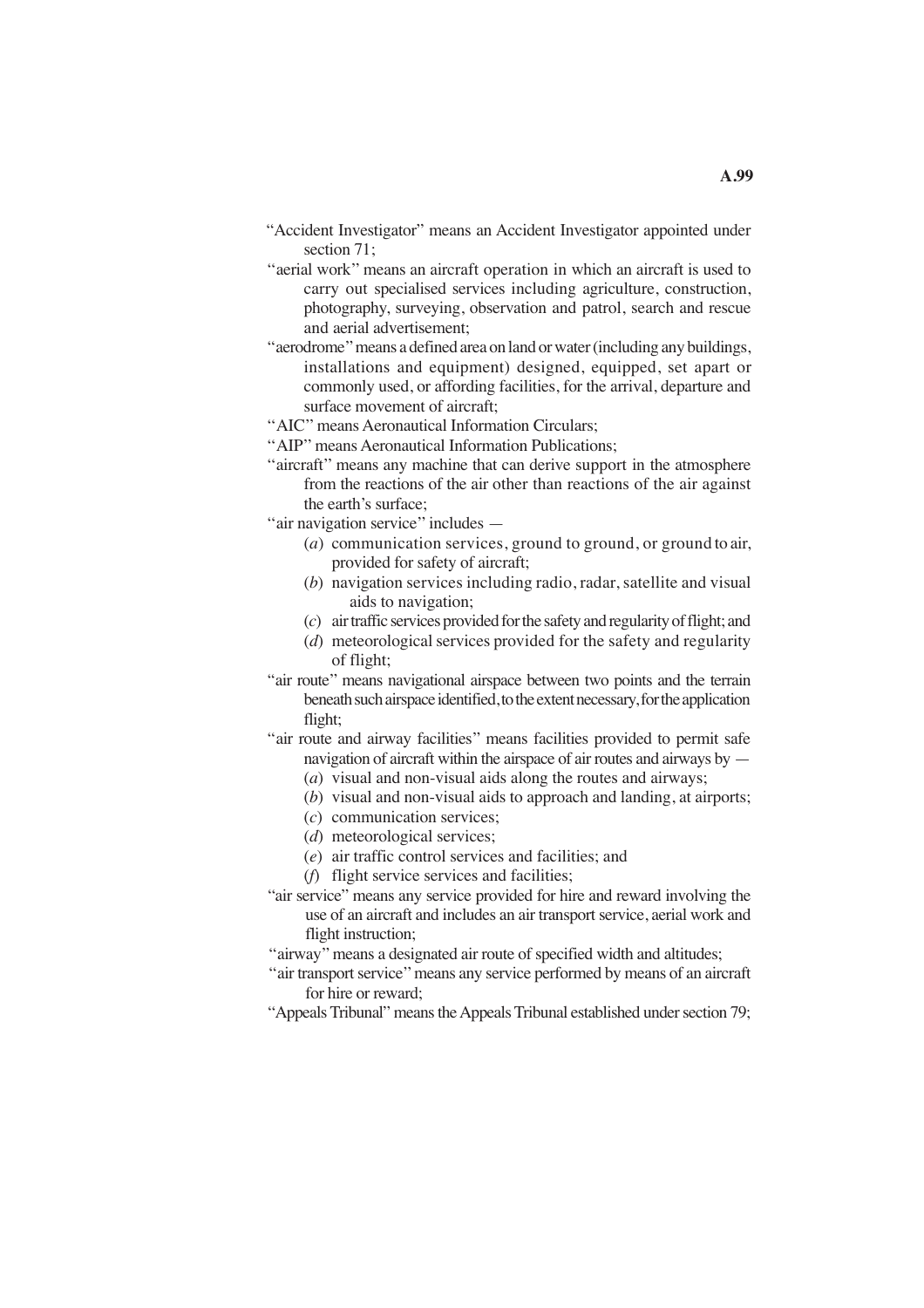"Accident Investigator" means an Accident Investigator appointed under section 71;

"aerial work" means an aircraft operation in which an aircraft is used to carry out specialised services including agriculture, construction, photography, surveying, observation and patrol, search and rescue and aerial advertisement;

"aerodrome" means a defined area on land or water (including any buildings, installations and equipment) designed, equipped, set apart or commonly used, or affording facilities, for the arrival, departure and surface movement of aircraft;

"AIC" means Aeronautical Information Circulars;

"AIP" means Aeronautical Information Publications;

"aircraft" means any machine that can derive support in the atmosphere from the reactions of the air other than reactions of the air against the earth's surface;

"air navigation service" includes —

(*a*) communication services, ground to ground, or ground to air, provided for safety of aircraft;

(*b*) navigation services including radio, radar, satellite and visual aids to navigation;

(*c*) air traffic services provided for the safety and regularity of flight; and

(*d*) meteorological services provided for the safety and regularity of flight;

"air route" means navigational airspace between two points and the terrain beneath such airspace identified, to the extent necessary, for the application flight;

"air route and airway facilities" means facilities provided to permit safe navigation of aircraft within the airspace of air routes and airways by —

(*a*) visual and non-visual aids along the routes and airways;

(*b*) visual and non-visual aids to approach and landing, at airports;

(*c*) communication services;

(*d*) meteorological services;

(*e*) air traffic control services and facilities; and

(*f*) flight service services and facilities;

"air service" means any service provided for hire and reward involving the use of an aircraft and includes an air transport service, aerial work and flight instruction;

"airway" means a designated air route of specified width and altitudes;

"air transport service" means any service performed by means of an aircraft for hire or reward;

"Appeals Tribunal" means the Appeals Tribunal established under section 79;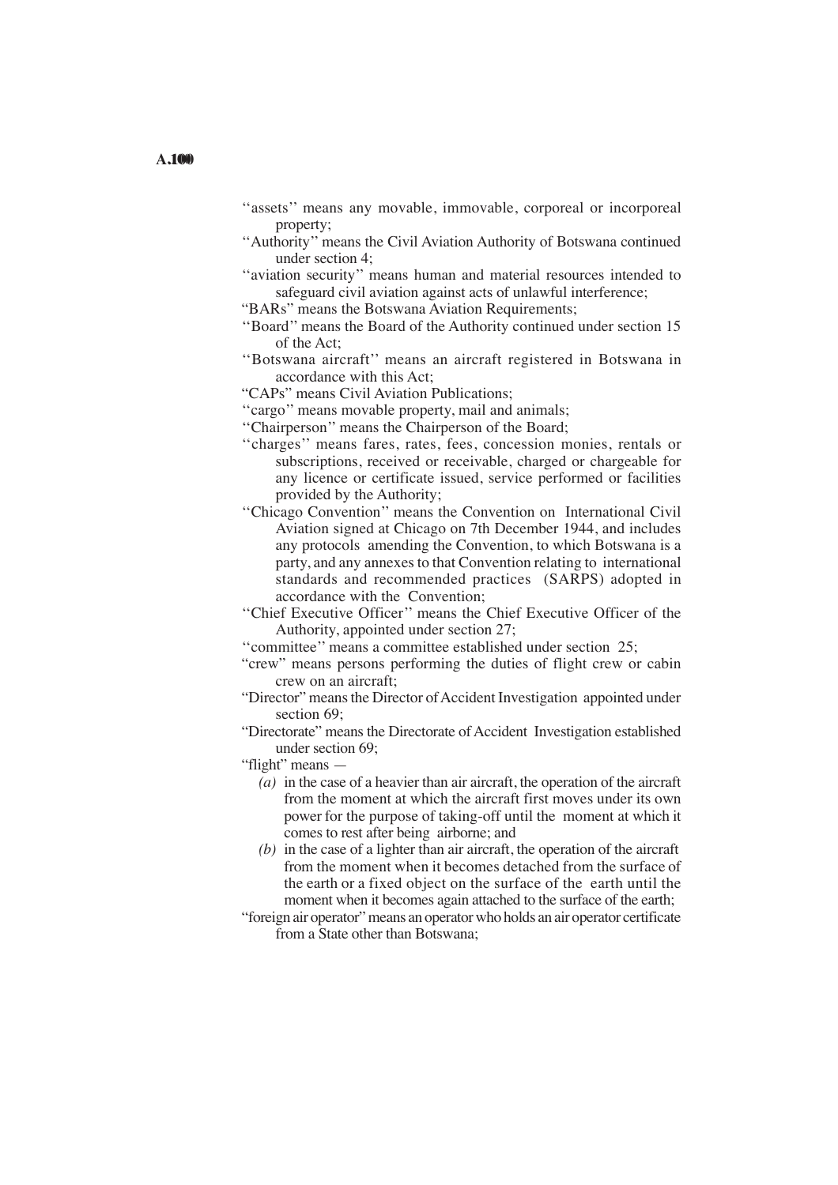''assets'' means any movable, immovable, corporeal or incorporeal property;

''Authority'' means the Civil Aviation Authority of Botswana continued under section 4;

''aviation security'' means human and material resources intended to safeguard civil aviation against acts of unlawful interference;

"BARs" means the Botswana Aviation Requirements;

''Board'' means the Board of the Authority continued under section 15 of the Act;

''Botswana aircraft'' means an aircraft registered in Botswana in accordance with this Act;

"CAPs" means Civil Aviation Publications;

''cargo'' means movable property, mail and animals;

''Chairperson'' means the Chairperson of the Board;

''charges'' means fares, rates, fees, concession monies, rentals or subscriptions, received or receivable, charged or chargeable for any licence or certificate issued, service performed or facilities provided by the Authority;

''Chicago Convention'' means the Convention on International Civil Aviation signed at Chicago on 7th December 1944, and includes any protocols amending the Convention, to which Botswana is a party, and any annexes to that Convention relating to international standards and recommended practices (SARPS) adopted in accordance with the Convention;

''Chief Executive Officer'' means the Chief Executive Officer of the Authority, appointed under section 27;

''committee'' means a committee established under section 25;

"crew" means persons performing the duties of flight crew or cabin crew on an aircraft;

"Director" means the Director of Accident Investigation appointed under section 69;

"Directorate" means the Directorate of Accident Investigation established under section 69;

"flight" means —

*(a)* in the case of a heavier than air aircraft, the operation of the aircraft from the moment at which the aircraft first moves under its own power for the purpose of taking-off until the moment at which it comes to rest after being airborne; and

*(b)* in the case of a lighter than air aircraft, the operation of the aircraft from the moment when it becomes detached from the surface of the earth or a fixed object on the surface of the earth until the moment when it becomes again attached to the surface of the earth;

"foreign air operator" means an operator who holds an air operator certificate from a State other than Botswana;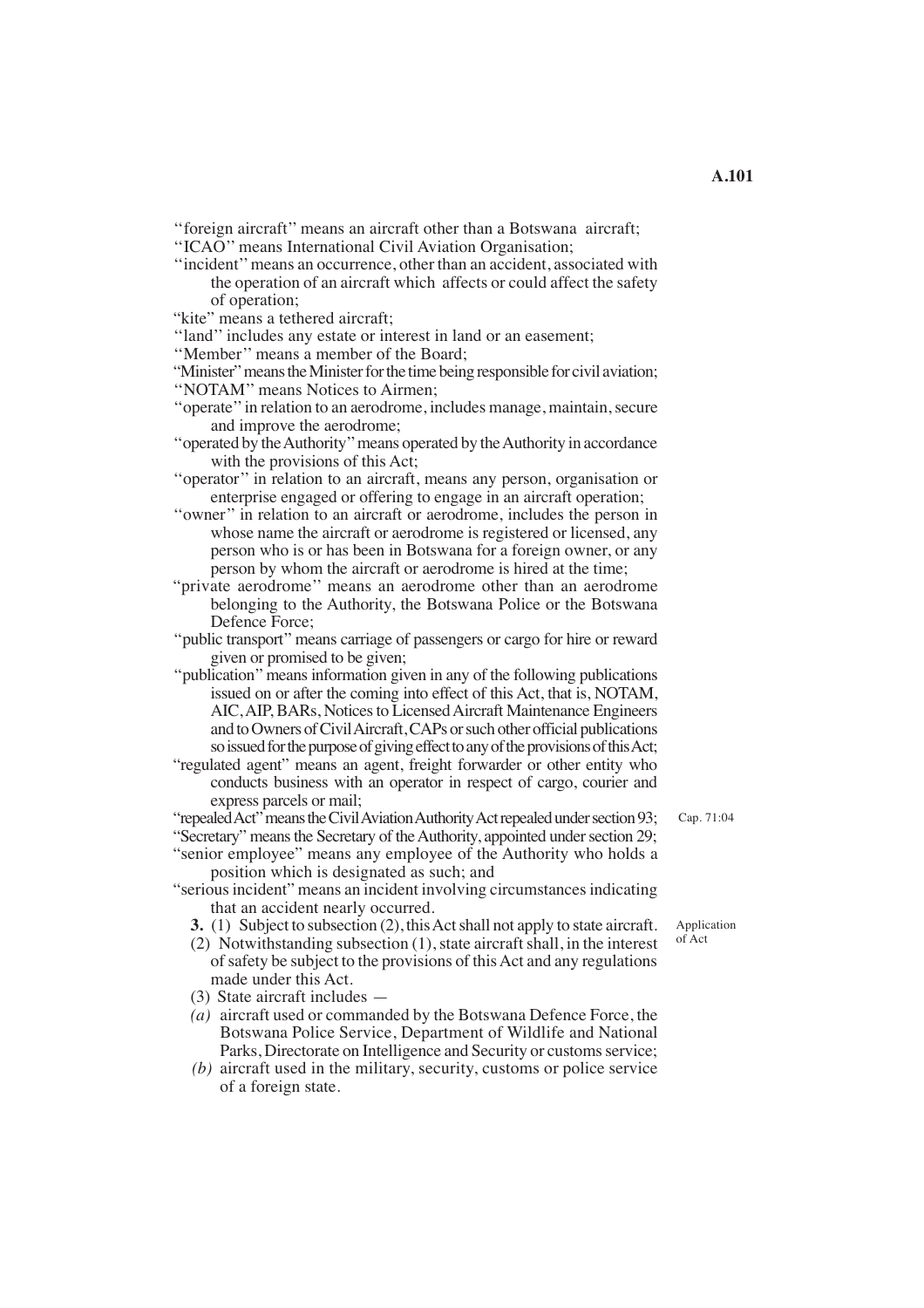''foreign aircraft'' means an aircraft other than a Botswana aircraft;

''ICAO'' means International Civil Aviation Organisation;

''incident'' means an occurrence, other than an accident, associated with the operation of an aircraft which affects or could affect the safety of operation;

"kite" means a tethered aircraft;

''land'' includes any estate or interest in land or an easement;

''Member'' means a member of the Board;

"Minister" means the Minister for the time being responsible for civil aviation;

''NOTAM'' means Notices to Airmen;

''operate'' in relation to an aerodrome, includes manage, maintain, secure and improve the aerodrome;

''operated by the Authority'' means operated by the Authority in accordance with the provisions of this Act;

''operator'' in relation to an aircraft, means any person, organisation or enterprise engaged or offering to engage in an aircraft operation;

''owner'' in relation to an aircraft or aerodrome, includes the person in whose name the aircraft or aerodrome is registered or licensed, any person who is or has been in Botswana for a foreign owner, or any person by whom the aircraft or aerodrome is hired at the time;

"private aerodrome'' means an aerodrome other than an aerodrome belonging to the Authority, the Botswana Police or the Botswana Defence Force;

"public transport" means carriage of passengers or cargo for hire or reward given or promised to be given;

"publication" means information given in any of the following publications issued on or after the coming into effect of this Act, that is, NOTAM, AIC, AIP, BARs, Notices to Licensed Aircraft Maintenance Engineers and to Owners of Civil Aircraft, CAPs or such other official publications so issued for the purpose of giving effect to any of the provisions of this Act;

"regulated agent" means an agent, freight forwarder or other entity who conducts business with an operator in respect of cargo, courier and express parcels or mail;

"repealed Act" means the Civil Aviation Authority Act repealed under section 93; (Cap. 71:04)

"Secretary" means the Secretary of the Authority, appointed under section 29;

"senior employee" means any employee of the Authority who holds a position which is designated as such; and

"serious incident" means an incident involving circumstances indicating that an accident nearly occurred.

*Application of Act*

**3.** (1) Subject to subsection (2), this Act shall not apply to state aircraft.

(2) Notwithstanding subsection (1), state aircraft shall, in the interest of safety be subject to the provisions of this Act and any regulations made under this Act.

(3) State aircraft includes —

*(a)* aircraft used or commanded by the Botswana Defence Force, the Botswana Police Service, Department of Wildlife and National Parks, Directorate on Intelligence and Security or customs service;

*(b)* aircraft used in the military, security, customs or police service of a foreign state.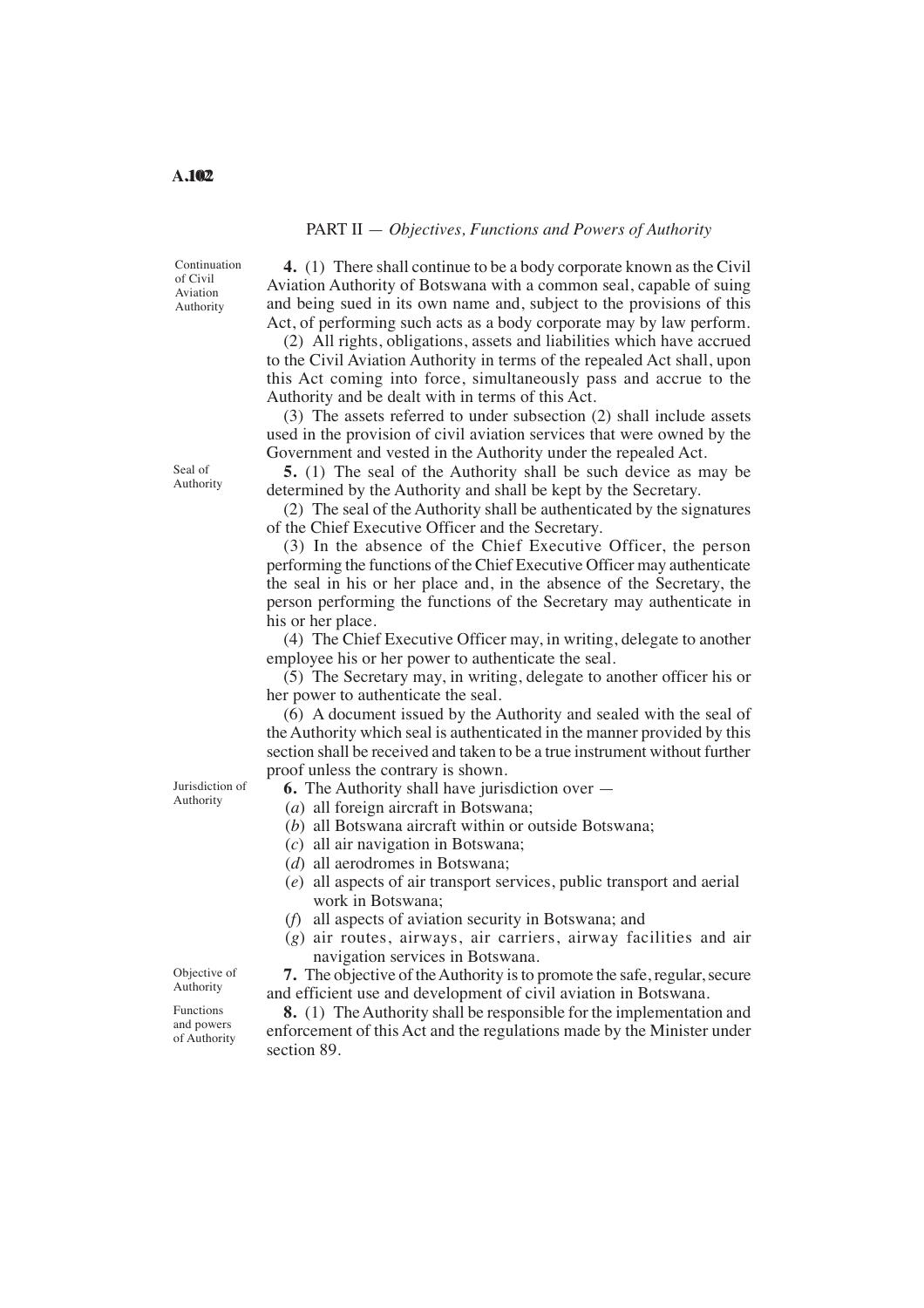## PART II — *Objectives, Functions and Powers of Authority*

Continuation of Civil Aviation Authority

**4.** (1) There shall continue to be a body corporate known as the Civil Aviation Authority of Botswana with a common seal, capable of suing and being sued in its own name and, subject to the provisions of this Act, of performing such acts as a body corporate may by law perform.

(2) All rights, obligations, assets and liabilities which have accrued to the Civil Aviation Authority in terms of the repealed Act shall, upon this Act coming into force, simultaneously pass and accrue to the Authority and be dealt with in terms of this Act.

(3) The assets referred to under subsection (2) shall include assets used in the provision of civil aviation services that were owned by the Government and vested in the Authority under the repealed Act.

Seal of Authority

**5.** (1) The seal of the Authority shall be such device as may be determined by the Authority and shall be kept by the Secretary.

(2) The seal of the Authority shall be authenticated by the signatures of the Chief Executive Officer and the Secretary.

(3) In the absence of the Chief Executive Officer, the person performing the functions of the Chief Executive Officer may authenticate the seal in his or her place and, in the absence of the Secretary, the person performing the functions of the Secretary may authenticate in his or her place.

(4) The Chief Executive Officer may, in writing, delegate to another employee his or her power to authenticate the seal.

(5) The Secretary may, in writing, delegate to another officer his or her power to authenticate the seal.

(6) A document issued by the Authority and sealed with the seal of the Authority which seal is authenticated in the manner provided by this section shall be received and taken to be a true instrument without further proof unless the contrary is shown.

Jurisdiction of Authority

**6.** The Authority shall have jurisdiction over —

(*a*) all foreign aircraft in Botswana;

(*b*) all Botswana aircraft within or outside Botswana;

(*c*) all air navigation in Botswana;

(*d*) all aerodromes in Botswana;

(*e*) all aspects of air transport services, public transport and aerial work in Botswana;

(*f*) all aspects of aviation security in Botswana; and

(*g*) air routes, airways, air carriers, airway facilities and air navigation services in Botswana.

Objective of Authority

**7.** The objective of the Authority is to promote the safe, regular, secure and efficient use and development of civil aviation in Botswana.

Functions and powers of Authority

**8.** (1) The Authority shall be responsible for the implementation and enforcement of this Act and the regulations made by the Minister under section 89.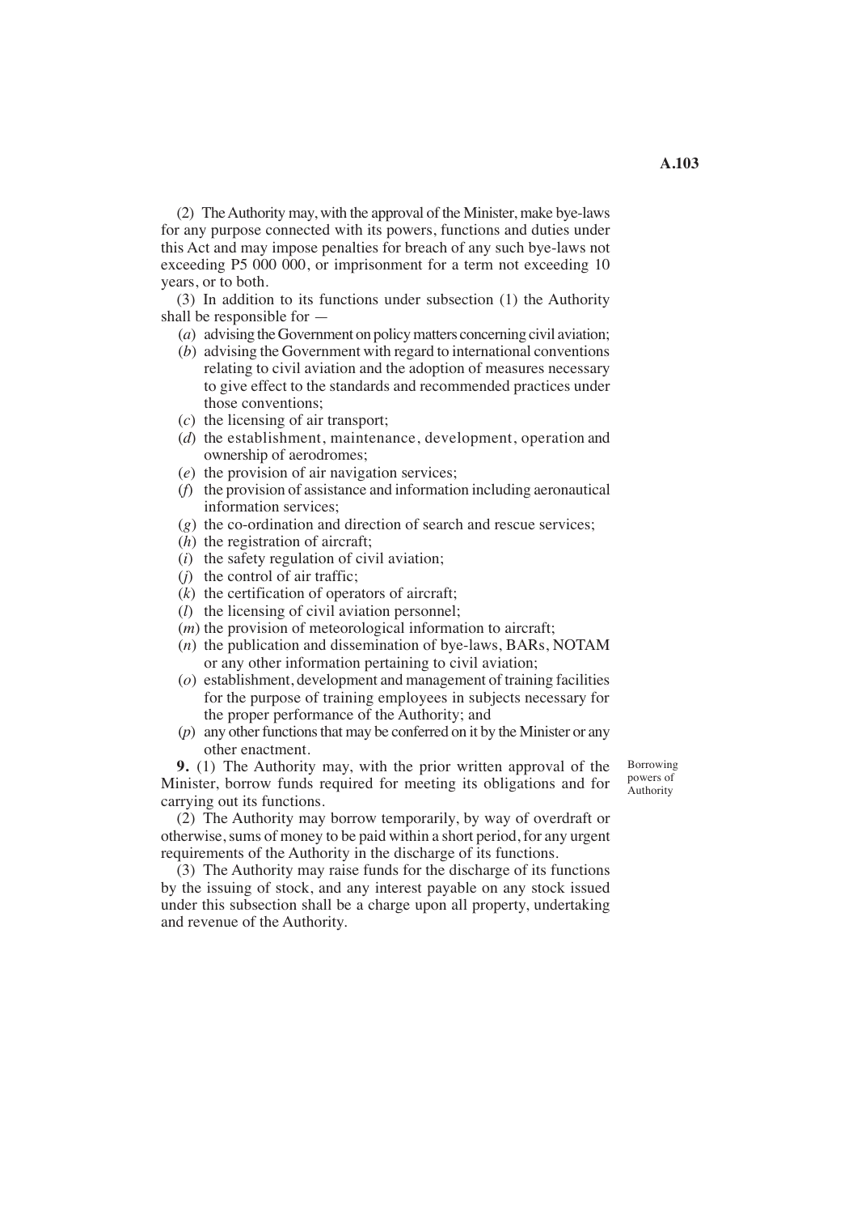(2) The Authority may, with the approval of the Minister, make bye-laws for any purpose connected with its powers, functions and duties under this Act and may impose penalties for breach of any such bye-laws not exceeding P5 000 000, or imprisonment for a term not exceeding 10 years, or to both.

(3) In addition to its functions under subsection (1) the Authority shall be responsible for —

(*a*) advising the Government on policy matters concerning civil aviation;

(*b*) advising the Government with regard to international conventions relating to civil aviation and the adoption of measures necessary to give effect to the standards and recommended practices under those conventions;

(*c*) the licensing of air transport;

(*d*) the establishment, maintenance, development, operation and ownership of aerodromes;

(*e*) the provision of air navigation services;

(*f*) the provision of assistance and information including aeronautical information services;

(*g*) the co-ordination and direction of search and rescue services;

(*h*) the registration of aircraft;

(*i*) the safety regulation of civil aviation;

(*j*) the control of air traffic;

(*k*) the certification of operators of aircraft;

(*l*) the licensing of civil aviation personnel;

(*m*) the provision of meteorological information to aircraft;

(*n*) the publication and dissemination of bye-laws, BARs, NOTAM or any other information pertaining to civil aviation;

(*o*) establishment, development and management of training facilities for the purpose of training employees in subjects necessary for the proper performance of the Authority; and

(*p*) any other functions that may be conferred on it by the Minister or any other enactment.

Borrowing powers of Authority

**9.** (1) The Authority may, with the prior written approval of the Minister, borrow funds required for meeting its obligations and for carrying out its functions.

(2) The Authority may borrow temporarily, by way of overdraft or otherwise, sums of money to be paid within a short period, for any urgent requirements of the Authority in the discharge of its functions.

(3) The Authority may raise funds for the discharge of its functions by the issuing of stock, and any interest payable on any stock issued under this subsection shall be a charge upon all property, undertaking and revenue of the Authority.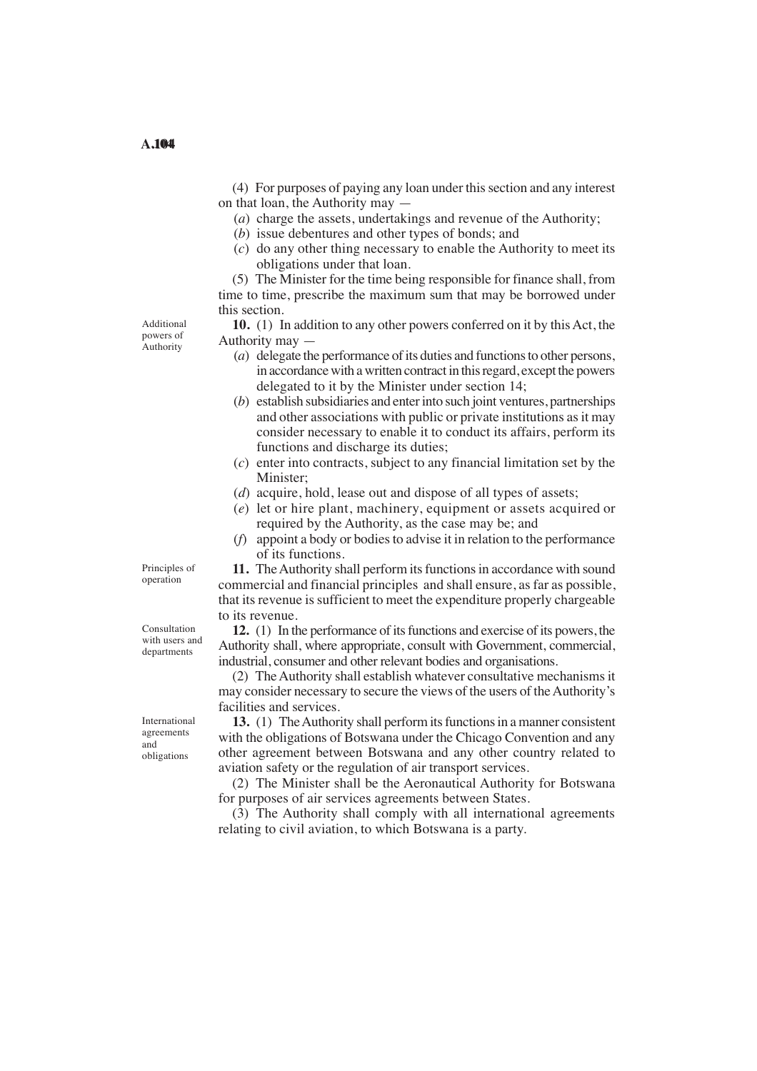(4) For purposes of paying any loan under this section and any interest on that loan, the Authority may —

(*a*) charge the assets, undertakings and revenue of the Authority;

(*b*) issue debentures and other types of bonds; and

(*c*) do any other thing necessary to enable the Authority to meet its obligations under that loan.

(5) The Minister for the time being responsible for finance shall, from time to time, prescribe the maximum sum that may be borrowed under this section.

Additional powers of Authority

**10.** (1) In addition to any other powers conferred on it by this Act, the Authority may —

(*a*) delegate the performance of its duties and functions to other persons, in accordance with a written contract in this regard, except the powers delegated to it by the Minister under section 14;

(*b*) establish subsidiaries and enter into such joint ventures, partnerships and other associations with public or private institutions as it may consider necessary to enable it to conduct its affairs, perform its functions and discharge its duties;

(*c*) enter into contracts, subject to any financial limitation set by the Minister;

(*d*) acquire, hold, lease out and dispose of all types of assets;

(*e*) let or hire plant, machinery, equipment or assets acquired or required by the Authority, as the case may be; and

(*f*) appoint a body or bodies to advise it in relation to the performance of its functions.

Principles of operation

**11.** The Authority shall perform its functions in accordance with sound commercial and financial principles and shall ensure, as far as possible, that its revenue is sufficient to meet the expenditure properly chargeable to its revenue.

Consultation with users and departments

**12.** (1) In the performance of its functions and exercise of its powers, the Authority shall, where appropriate, consult with Government, commercial, industrial, consumer and other relevant bodies and organisations.

(2) The Authority shall establish whatever consultative mechanisms it may consider necessary to secure the views of the users of the Authority's facilities and services.

International agreements and obligations

**13.** (1) The Authority shall perform its functions in a manner consistent with the obligations of Botswana under the Chicago Convention and any other agreement between Botswana and any other country related to aviation safety or the regulation of air transport services.

(2) The Minister shall be the Aeronautical Authority for Botswana for purposes of air services agreements between States.

(3) The Authority shall comply with all international agreements relating to civil aviation, to which Botswana is a party.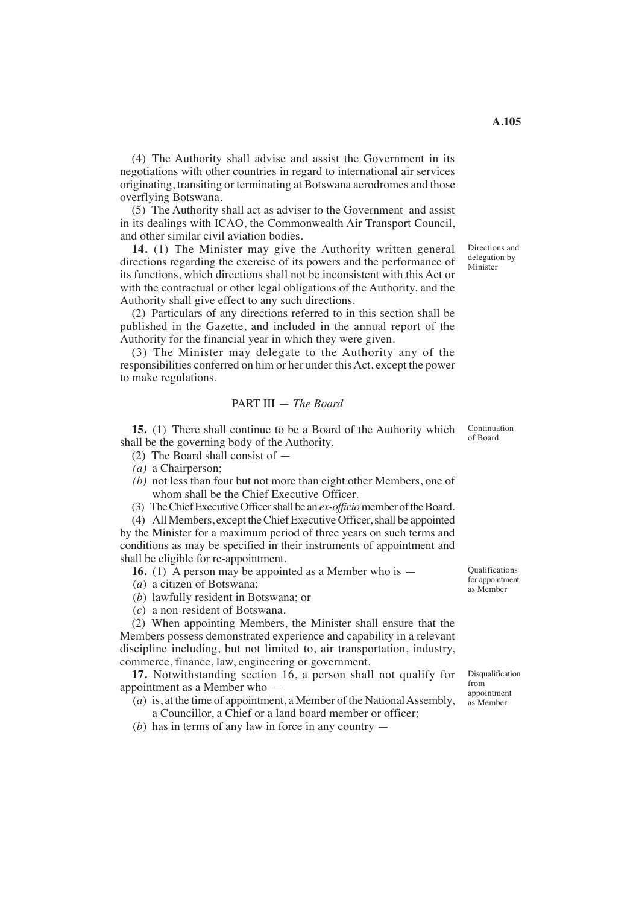(4) The Authority shall advise and assist the Government in its negotiations with other countries in regard to international air services originating, transiting or terminating at Botswana aerodromes and those overflying Botswana.

(5) The Authority shall act as adviser to the Government and assist in its dealings with ICAO, the Commonwealth Air Transport Council, and other similar civil aviation bodies.

Directions and delegation by Minister

**14.** (1) The Minister may give the Authority written general directions regarding the exercise of its powers and the performance of its functions, which directions shall not be inconsistent with this Act or with the contractual or other legal obligations of the Authority, and the Authority shall give effect to any such directions.

(2) Particulars of any directions referred to in this section shall be published in the Gazette, and included in the annual report of the Authority for the financial year in which they were given.

(3) The Minister may delegate to the Authority any of the responsibilities conferred on him or her under this Act, except the power to make regulations.

## PART III — *The Board*

Continuation of Board

**15.** (1) There shall continue to be a Board of the Authority which shall be the governing body of the Authority.

(2) The Board shall consist of —

*(a)* a Chairperson;

*(b)* not less than four but not more than eight other Members, one of whom shall be the Chief Executive Officer.

(3) The Chief Executive Officer shall be an *ex-officio* member of the Board.

(4) All Members, except the Chief Executive Officer, shall be appointed by the Minister for a maximum period of three years on such terms and conditions as may be specified in their instruments of appointment and shall be eligible for re-appointment.

Qualifications for appointment as Member

**16.** (1) A person may be appointed as a Member who is —

(*a*) a citizen of Botswana;

(*b*) lawfully resident in Botswana; or

(*c*) a non-resident of Botswana.

(2) When appointing Members, the Minister shall ensure that the Members possess demonstrated experience and capability in a relevant discipline including, but not limited to, air transportation, industry, commerce, finance, law, engineering or government.

Disqualification from appointment as Member

**17.** Notwithstanding section 16, a person shall not qualify for appointment as a Member who —

(*a*) is, at the time of appointment, a Member of the National Assembly, a Councillor, a Chief or a land board member or officer;

(*b*) has in terms of any law in force in any country —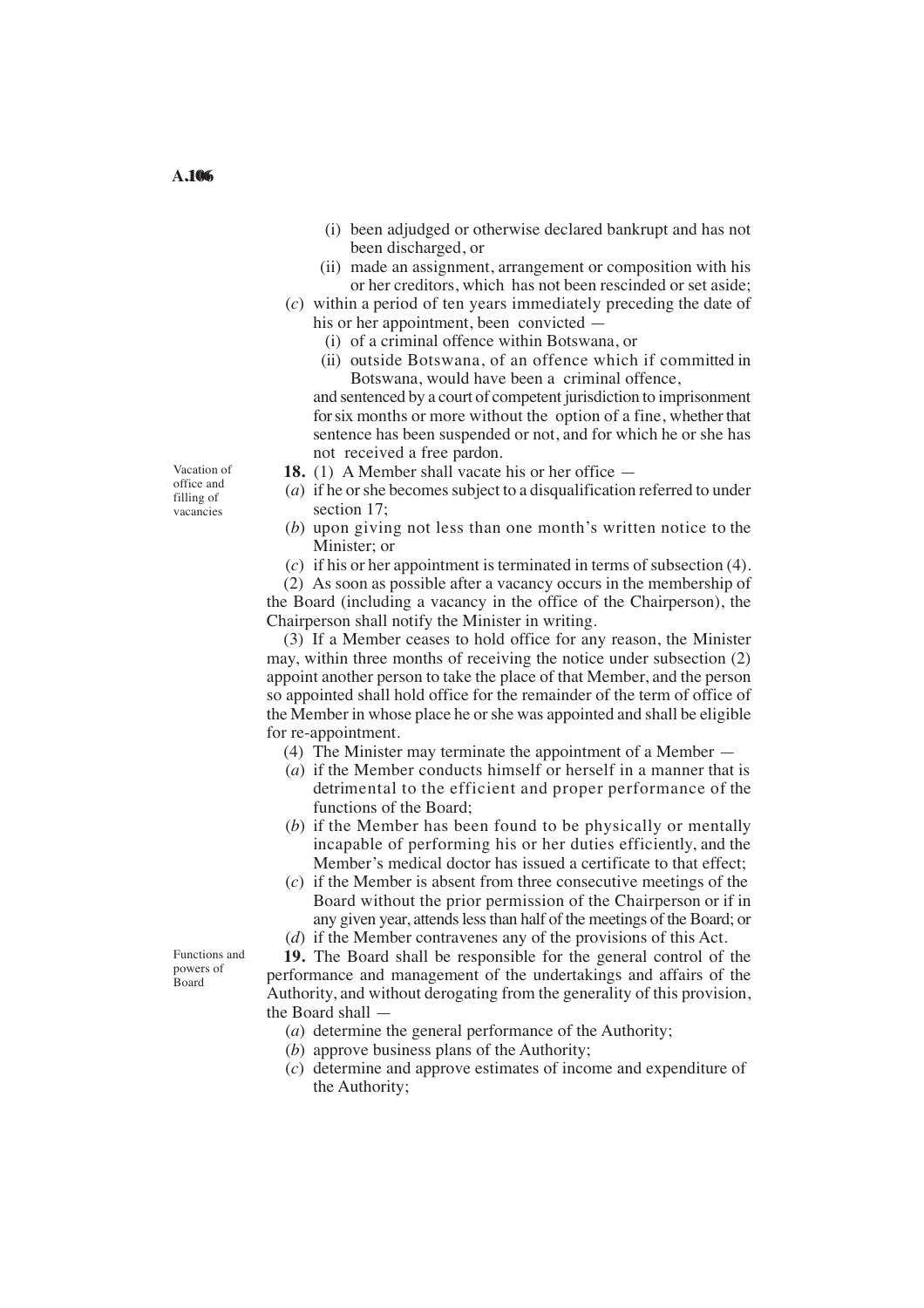(i) been adjudged or otherwise declared bankrupt and has not been discharged, or

(ii) made an assignment, arrangement or composition with his or her creditors, which has not been rescinded or set aside;

(*c*) within a period of ten years immediately preceding the date of his or her appointment, been convicted —

(i) of a criminal offence within Botswana, or

(ii) outside Botswana, of an offence which if committed in Botswana, would have been a criminal offence,

and sentenced by a court of competent jurisdiction to imprisonment for six months or more without the option of a fine, whether that sentence has been suspended or not, and for which he or she has not received a free pardon.

Vacation of office and filling of vacancies

**18.** (1) A Member shall vacate his or her office —

(*a*) if he or she becomes subject to a disqualification referred to under section 17;

(*b*) upon giving not less than one month's written notice to the Minister; or

(*c*) if his or her appointment is terminated in terms of subsection (4).

(2) As soon as possible after a vacancy occurs in the membership of the Board (including a vacancy in the office of the Chairperson), the Chairperson shall notify the Minister in writing.

(3) If a Member ceases to hold office for any reason, the Minister may, within three months of receiving the notice under subsection (2) appoint another person to take the place of that Member, and the person so appointed shall hold office for the remainder of the term of office of the Member in whose place he or she was appointed and shall be eligible for re-appointment.

(4) The Minister may terminate the appointment of a Member —

(*a*) if the Member conducts himself or herself in a manner that is detrimental to the efficient and proper performance of the functions of the Board;

(*b*) if the Member has been found to be physically or mentally incapable of performing his or her duties efficiently, and the Member's medical doctor has issued a certificate to that effect;

(*c*) if the Member is absent from three consecutive meetings of the Board without the prior permission of the Chairperson or if in any given year, attends less than half of the meetings of the Board; or

(*d*) if the Member contravenes any of the provisions of this Act.

Functions and powers of Board

**19.** The Board shall be responsible for the general control of the performance and management of the undertakings and affairs of the Authority, and without derogating from the generality of this provision, the Board shall —

(*a*) determine the general performance of the Authority;

(*b*) approve business plans of the Authority;

(*c*) determine and approve estimates of income and expenditure of the Authority;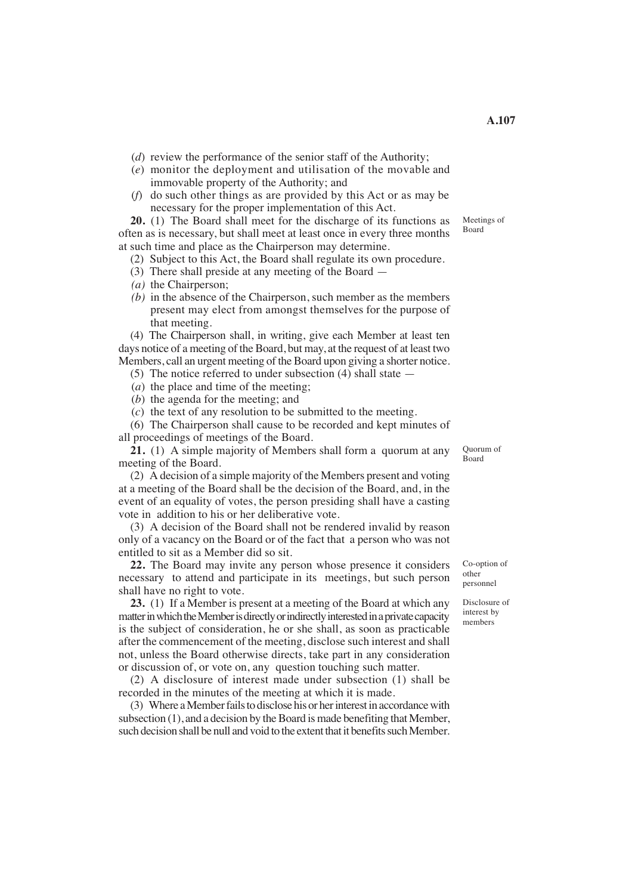(*d*) review the performance of the senior staff of the Authority;

(*e*) monitor the deployment and utilisation of the movable and immovable property of the Authority; and

(*f*) do such other things as are provided by this Act or as may be necessary for the proper implementation of this Act.

**Meetings of Board**

**20.** (1) The Board shall meet for the discharge of its functions as often as is necessary, but shall meet at least once in every three months at such time and place as the Chairperson may determine.

(2) Subject to this Act, the Board shall regulate its own procedure.

(3) There shall preside at any meeting of the Board —

*(a)* the Chairperson;

*(b)* in the absence of the Chairperson, such member as the members present may elect from amongst themselves for the purpose of that meeting.

(4) The Chairperson shall, in writing, give each Member at least ten days notice of a meeting of the Board, but may, at the request of at least two Members, call an urgent meeting of the Board upon giving a shorter notice.

(5) The notice referred to under subsection (4) shall state —

(*a*) the place and time of the meeting;

(*b*) the agenda for the meeting; and

(*c*) the text of any resolution to be submitted to the meeting.

(6) The Chairperson shall cause to be recorded and kept minutes of all proceedings of meetings of the Board.

**Quorum of Board**

**21.** (1) A simple majority of Members shall form a quorum at any meeting of the Board.

(2) A decision of a simple majority of the Members present and voting at a meeting of the Board shall be the decision of the Board, and, in the event of an equality of votes, the person presiding shall have a casting vote in addition to his or her deliberative vote.

(3) A decision of the Board shall not be rendered invalid by reason only of a vacancy on the Board or of the fact that a person who was not entitled to sit as a Member did so sit.

**Co-option of other personnel**

**22.** The Board may invite any person whose presence it considers necessary to attend and participate in its meetings, but such person shall have no right to vote.

**Disclosure of interest by members**

**23.** (1) If a Member is present at a meeting of the Board at which any matter in which the Member is directly or indirectly interested in a private capacity is the subject of consideration, he or she shall, as soon as practicable after the commencement of the meeting, disclose such interest and shall not, unless the Board otherwise directs, take part in any consideration or discussion of, or vote on, any question touching such matter.

(2) A disclosure of interest made under subsection (1) shall be recorded in the minutes of the meeting at which it is made.

(3) Where a Member fails to disclose his or her interest in accordance with subsection (1), and a decision by the Board is made benefiting that Member, such decision shall be null and void to the extent that it benefits such Member.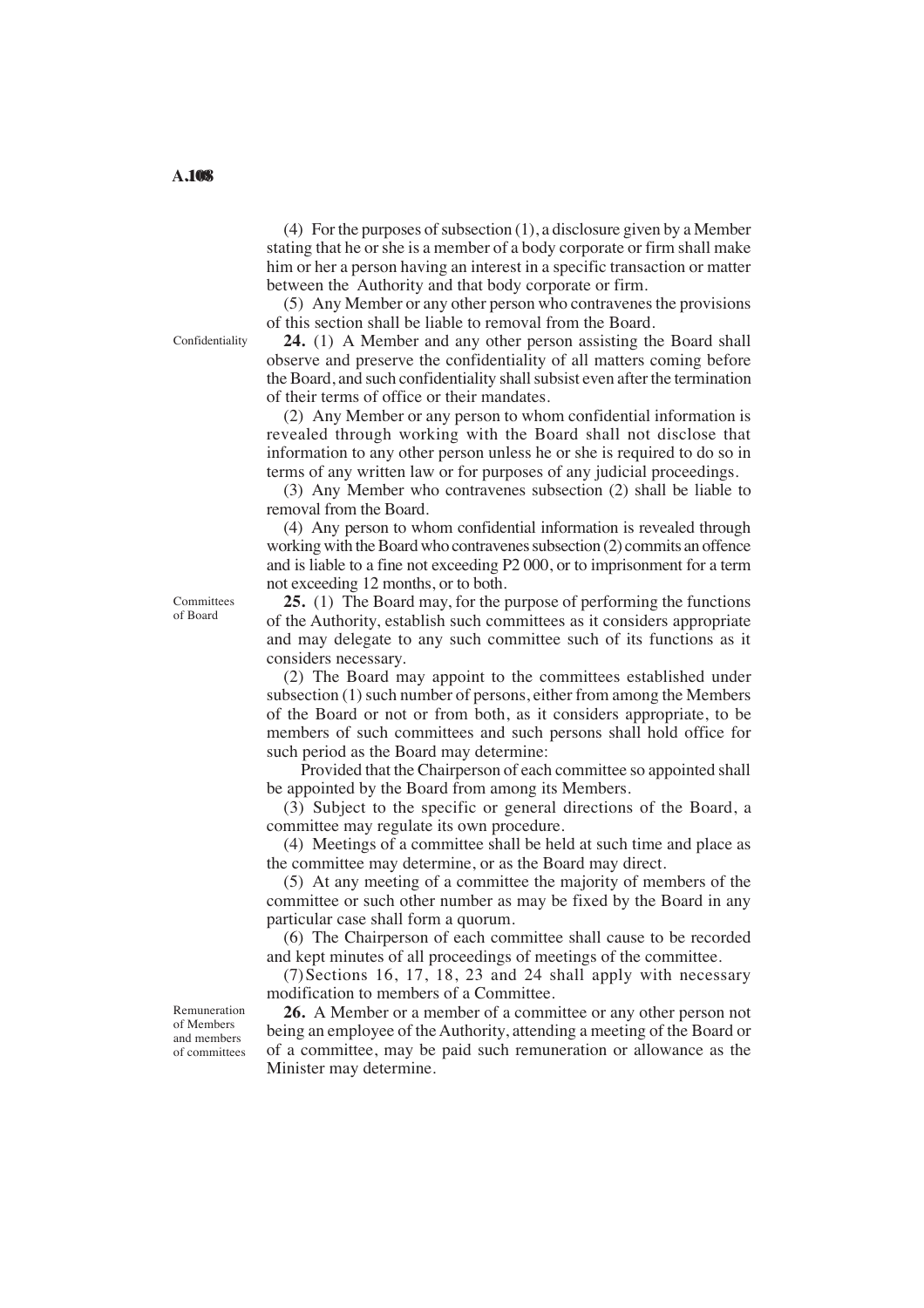(4) For the purposes of subsection (1), a disclosure given by a Member stating that he or she is a member of a body corporate or firm shall make him or her a person having an interest in a specific transaction or matter between the Authority and that body corporate or firm.

(5) Any Member or any other person who contravenes the provisions of this section shall be liable to removal from the Board.

Confidentiality

**24.** (1) A Member and any other person assisting the Board shall observe and preserve the confidentiality of all matters coming before the Board, and such confidentiality shall subsist even after the termination of their terms of office or their mandates.

(2) Any Member or any person to whom confidential information is revealed through working with the Board shall not disclose that information to any other person unless he or she is required to do so in terms of any written law or for purposes of any judicial proceedings.

(3) Any Member who contravenes subsection (2) shall be liable to removal from the Board.

(4) Any person to whom confidential information is revealed through working with the Board who contravenes subsection (2) commits an offence and is liable to a fine not exceeding P2 000, or to imprisonment for a term not exceeding 12 months, or to both.

Committees of Board

**25.** (1) The Board may, for the purpose of performing the functions of the Authority, establish such committees as it considers appropriate and may delegate to any such committee such of its functions as it considers necessary.

(2) The Board may appoint to the committees established under subsection (1) such number of persons, either from among the Members of the Board or not or from both, as it considers appropriate, to be members of such committees and such persons shall hold office for such period as the Board may determine:

Provided that the Chairperson of each committee so appointed shall be appointed by the Board from among its Members.

(3) Subject to the specific or general directions of the Board, a committee may regulate its own procedure.

(4) Meetings of a committee shall be held at such time and place as the committee may determine, or as the Board may direct.

(5) At any meeting of a committee the majority of members of the committee or such other number as may be fixed by the Board in any particular case shall form a quorum.

(6) The Chairperson of each committee shall cause to be recorded and kept minutes of all proceedings of meetings of the committee.

(7) Sections 16, 17, 18, 23 and 24 shall apply with necessary modification to members of a Committee.

Remuneration of Members and members of committees

**26.** A Member or a member of a committee or any other person not being an employee of the Authority, attending a meeting of the Board or of a committee, may be paid such remuneration or allowance as the Minister may determine.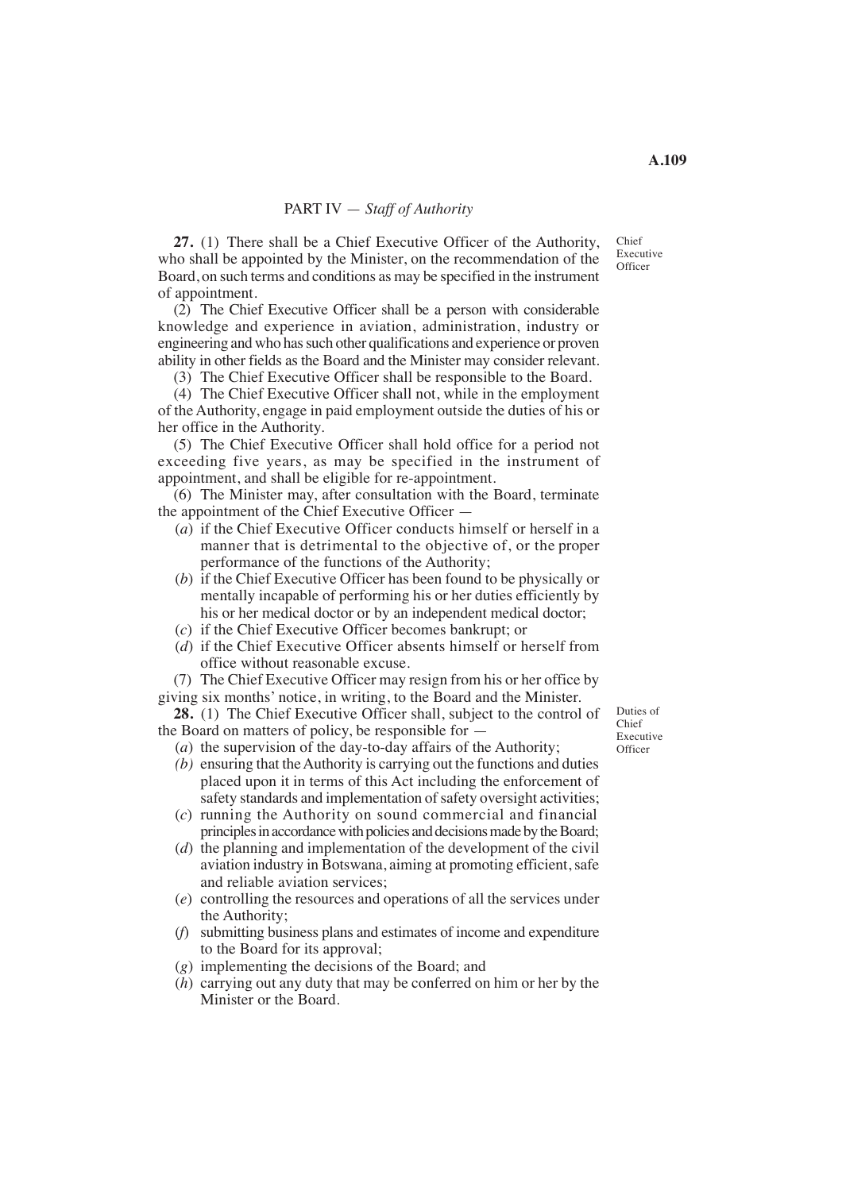## PART IV — *Staff of Authority*

**27.** (1) There shall be a Chief Executive Officer of the Authority, who shall be appointed by the Minister, on the recommendation of the Board, on such terms and conditions as may be specified in the instrument of appointment.

Chief Executive Officer

(2) The Chief Executive Officer shall be a person with considerable knowledge and experience in aviation, administration, industry or engineering and who has such other qualifications and experience or proven ability in other fields as the Board and the Minister may consider relevant.

(3) The Chief Executive Officer shall be responsible to the Board.

(4) The Chief Executive Officer shall not, while in the employment of the Authority, engage in paid employment outside the duties of his or her office in the Authority.

(5) The Chief Executive Officer shall hold office for a period not exceeding five years, as may be specified in the instrument of appointment, and shall be eligible for re-appointment.

(6) The Minister may, after consultation with the Board, terminate the appointment of the Chief Executive Officer —

- (*a*) if the Chief Executive Officer conducts himself or herself in a manner that is detrimental to the objective of, or the proper performance of the functions of the Authority;
- (*b*) if the Chief Executive Officer has been found to be physically or mentally incapable of performing his or her duties efficiently by his or her medical doctor or by an independent medical doctor;
- (*c*) if the Chief Executive Officer becomes bankrupt; or
- (*d*) if the Chief Executive Officer absents himself or herself from office without reasonable excuse.

(7) The Chief Executive Officer may resign from his or her office by giving six months' notice, in writing, to the Board and the Minister.

**28.** (1) The Chief Executive Officer shall, subject to the control of the Board on matters of policy, be responsible for —

Duties of Chief Executive Officer

- (*a*) the supervision of the day-to-day affairs of the Authority;
- *(b)* ensuring that the Authority is carrying out the functions and duties placed upon it in terms of this Act including the enforcement of safety standards and implementation of safety oversight activities;
- (*c*) running the Authority on sound commercial and financial principles in accordance with policies and decisions made by the Board;
- (*d*) the planning and implementation of the development of the civil aviation industry in Botswana, aiming at promoting efficient, safe and reliable aviation services;
- (*e*) controlling the resources and operations of all the services under the Authority;
- (*f*) submitting business plans and estimates of income and expenditure to the Board for its approval;
- (*g*) implementing the decisions of the Board; and
- (*h*) carrying out any duty that may be conferred on him or her by the Minister or the Board.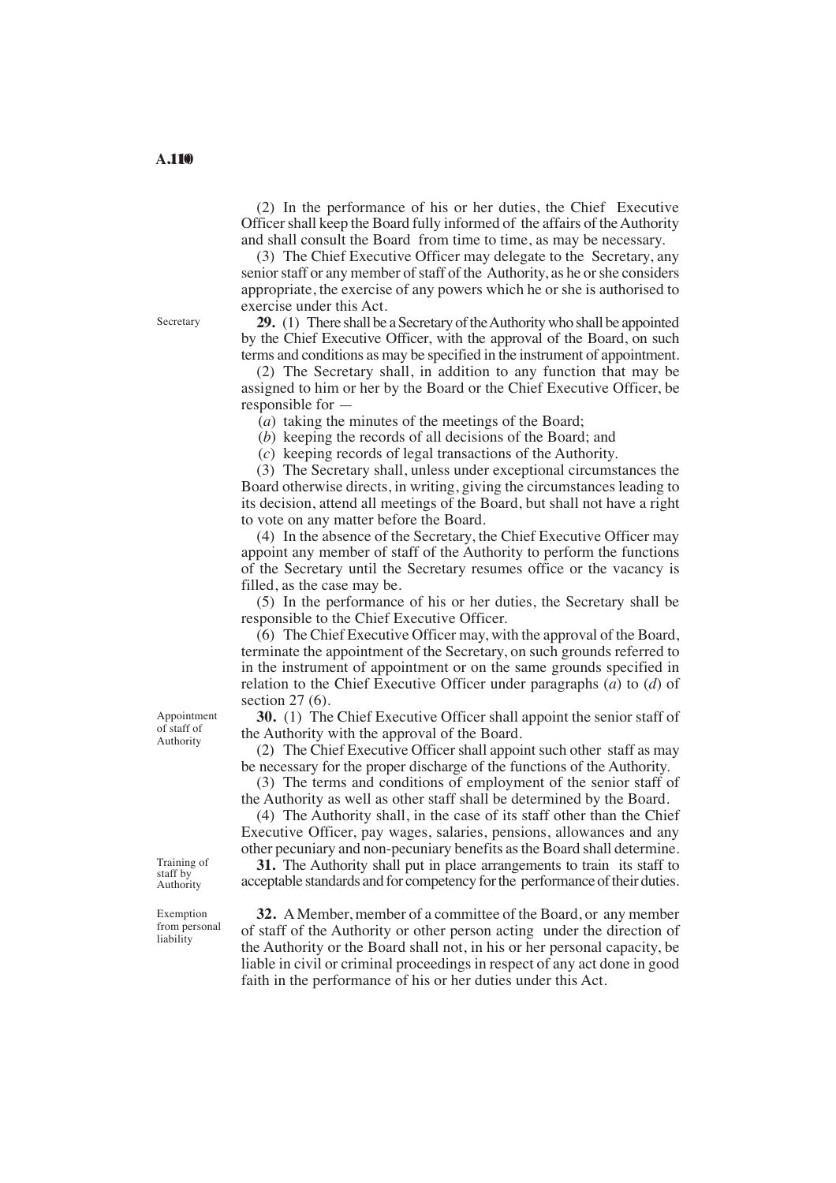(2) In the performance of his or her duties, the Chief Executive Officer shall keep the Board fully informed of the affairs of the Authority and shall consult the Board from time to time, as may be necessary.

(3) The Chief Executive Officer may delegate to the Secretary, any senior staff or any member of staff of the Authority, as he or she considers appropriate, the exercise of any powers which he or she is authorised to exercise under this Act.

Secretary

**29.** (1) There shall be a Secretary of the Authority who shall be appointed by the Chief Executive Officer, with the approval of the Board, on such terms and conditions as may be specified in the instrument of appointment.

(2) The Secretary shall, in addition to any function that may be assigned to him or her by the Board or the Chief Executive Officer, be responsible for —

(*a*) taking the minutes of the meetings of the Board;

(*b*) keeping the records of all decisions of the Board; and

(*c*) keeping records of legal transactions of the Authority.

(3) The Secretary shall, unless under exceptional circumstances the Board otherwise directs, in writing, giving the circumstances leading to its decision, attend all meetings of the Board, but shall not have a right to vote on any matter before the Board.

(4) In the absence of the Secretary, the Chief Executive Officer may appoint any member of staff of the Authority to perform the functions of the Secretary until the Secretary resumes office or the vacancy is filled, as the case may be.

(5) In the performance of his or her duties, the Secretary shall be responsible to the Chief Executive Officer.

(6) The Chief Executive Officer may, with the approval of the Board, terminate the appointment of the Secretary, on such grounds referred to in the instrument of appointment or on the same grounds specified in relation to the Chief Executive Officer under paragraphs (*a*) to (*d*) of section 27 (6).

Appointment of staff of Authority

**30.** (1) The Chief Executive Officer shall appoint the senior staff of the Authority with the approval of the Board.

(2) The Chief Executive Officer shall appoint such other staff as may be necessary for the proper discharge of the functions of the Authority.

(3) The terms and conditions of employment of the senior staff of the Authority as well as other staff shall be determined by the Board.

(4) The Authority shall, in the case of its staff other than the Chief Executive Officer, pay wages, salaries, pensions, allowances and any other pecuniary and non-pecuniary benefits as the Board shall determine.

Training of staff by Authority

**31.** The Authority shall put in place arrangements to train its staff to acceptable standards and for competency for the performance of their duties.

Exemption from personal liability

**32.** A Member, member of a committee of the Board, or any member of staff of the Authority or other person acting under the direction of the Authority or the Board shall not, in his or her personal capacity, be liable in civil or criminal proceedings in respect of any act done in good faith in the performance of his or her duties under this Act.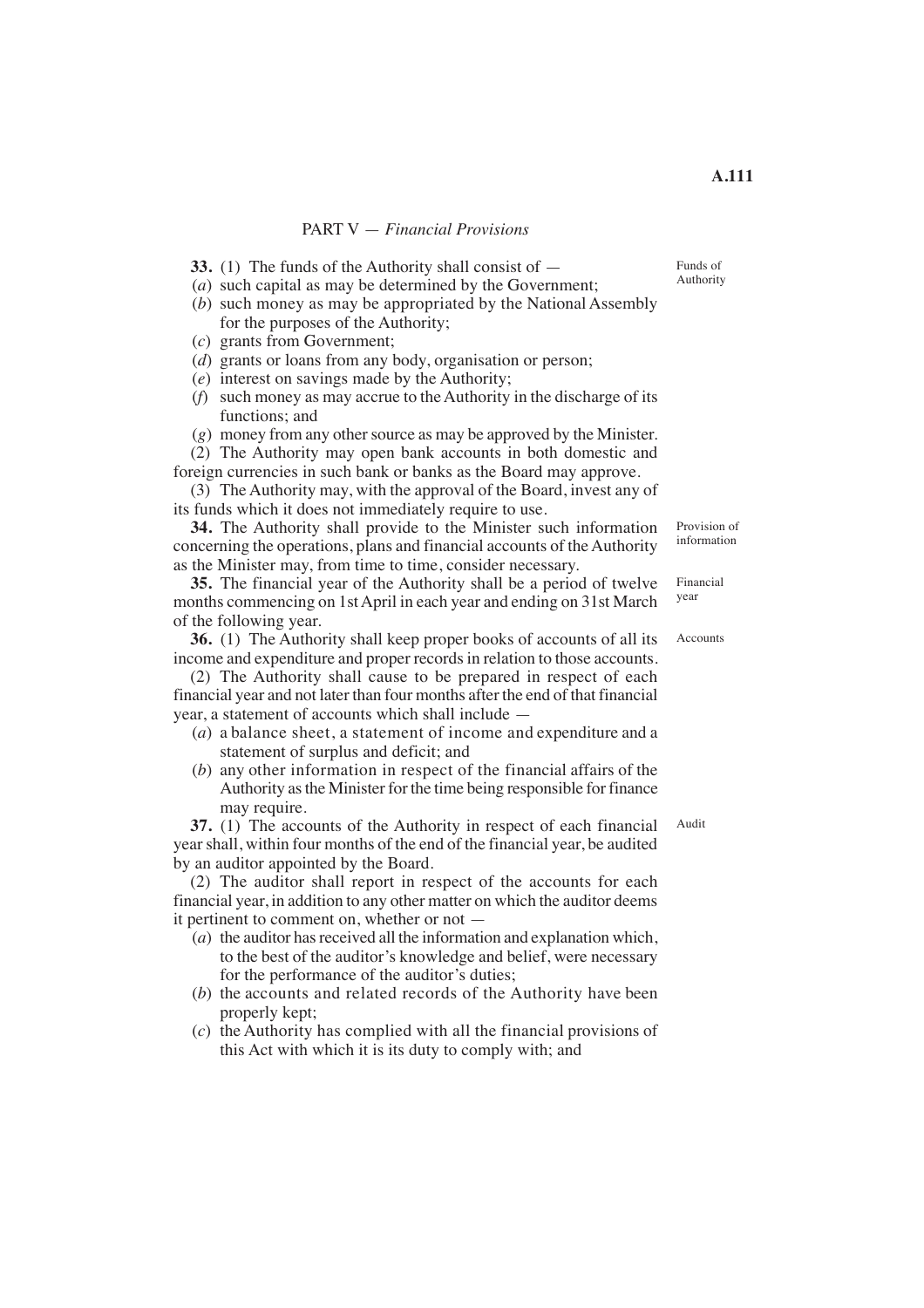## PART V — *Financial Provisions*

**33.** (1) The funds of the Authority shall consist of —

(*a*) such capital as may be determined by the Government;

(*b*) such money as may be appropriated by the National Assembly for the purposes of the Authority;

(*c*) grants from Government;

(*d*) grants or loans from any body, organisation or person;

(*e*) interest on savings made by the Authority;

(*f*) such money as may accrue to the Authority in the discharge of its functions; and

(*g*) money from any other source as may be approved by the Minister.

(2) The Authority may open bank accounts in both domestic and foreign currencies in such bank or banks as the Board may approve.

(3) The Authority may, with the approval of the Board, invest any of its funds which it does not immediately require to use.

Funds of Authority

**34.** The Authority shall provide to the Minister such information concerning the operations, plans and financial accounts of the Authority as the Minister may, from time to time, consider necessary.

Provision of information

**35.** The financial year of the Authority shall be a period of twelve months commencing on 1st April in each year and ending on 31st March of the following year.

Financial year

**36.** (1) The Authority shall keep proper books of accounts of all its income and expenditure and proper records in relation to those accounts.

Accounts

(2) The Authority shall cause to be prepared in respect of each financial year and not later than four months after the end of that financial year, a statement of accounts which shall include —

(*a*) a balance sheet, a statement of income and expenditure and a statement of surplus and deficit; and

(*b*) any other information in respect of the financial affairs of the Authority as the Minister for the time being responsible for finance may require.

**37.** (1) The accounts of the Authority in respect of each financial year shall, within four months of the end of the financial year, be audited by an auditor appointed by the Board.

Audit

(2) The auditor shall report in respect of the accounts for each financial year, in addition to any other matter on which the auditor deems it pertinent to comment on, whether or not —

(*a*) the auditor has received all the information and explanation which, to the best of the auditor's knowledge and belief, were necessary for the performance of the auditor's duties;

(*b*) the accounts and related records of the Authority have been properly kept;

(*c*) the Authority has complied with all the financial provisions of this Act with which it is its duty to comply with; and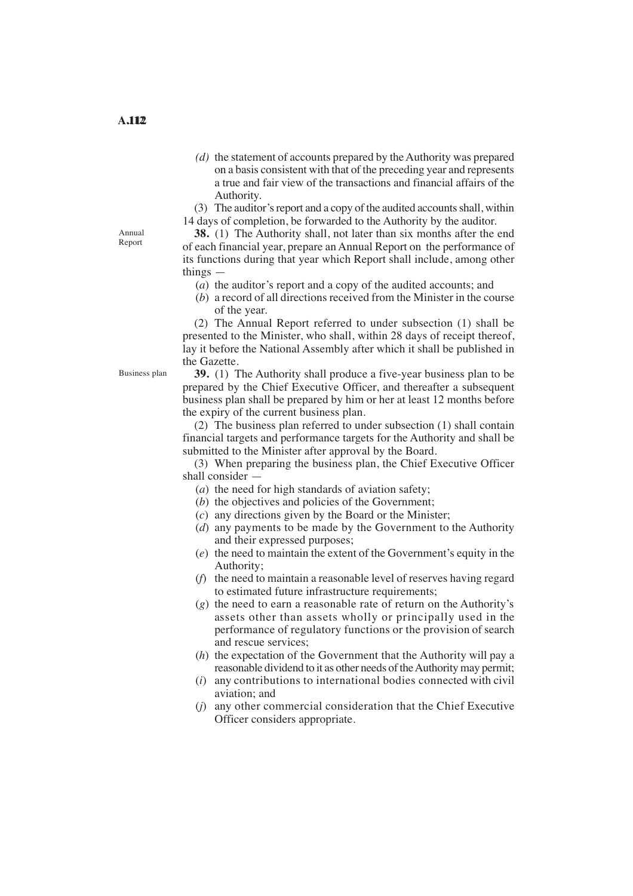(*d*) the statement of accounts prepared by the Authority was prepared on a basis consistent with that of the preceding year and represents a true and fair view of the transactions and financial affairs of the Authority.

(3) The auditor's report and a copy of the audited accounts shall, within 14 days of completion, be forwarded to the Authority by the auditor.

Annual Report

**38.** (1) The Authority shall, not later than six months after the end of each financial year, prepare an Annual Report on the performance of its functions during that year which Report shall include, among other things —

(*a*) the auditor's report and a copy of the audited accounts; and

(*b*) a record of all directions received from the Minister in the course of the year.

(2) The Annual Report referred to under subsection (1) shall be presented to the Minister, who shall, within 28 days of receipt thereof, lay it before the National Assembly after which it shall be published in the Gazette.

Business plan

**39.** (1) The Authority shall produce a five-year business plan to be prepared by the Chief Executive Officer, and thereafter a subsequent business plan shall be prepared by him or her at least 12 months before the expiry of the current business plan.

(2) The business plan referred to under subsection (1) shall contain financial targets and performance targets for the Authority and shall be submitted to the Minister after approval by the Board.

(3) When preparing the business plan, the Chief Executive Officer shall consider —

(*a*) the need for high standards of aviation safety;

(*b*) the objectives and policies of the Government;

(*c*) any directions given by the Board or the Minister;

(*d*) any payments to be made by the Government to the Authority and their expressed purposes;

(*e*) the need to maintain the extent of the Government's equity in the Authority;

(*f*) the need to maintain a reasonable level of reserves having regard to estimated future infrastructure requirements;

(*g*) the need to earn a reasonable rate of return on the Authority's assets other than assets wholly or principally used in the performance of regulatory functions or the provision of search and rescue services;

(*h*) the expectation of the Government that the Authority will pay a reasonable dividend to it as other needs of the Authority may permit;

(*i*) any contributions to international bodies connected with civil aviation; and

(*j*) any other commercial consideration that the Chief Executive Officer considers appropriate.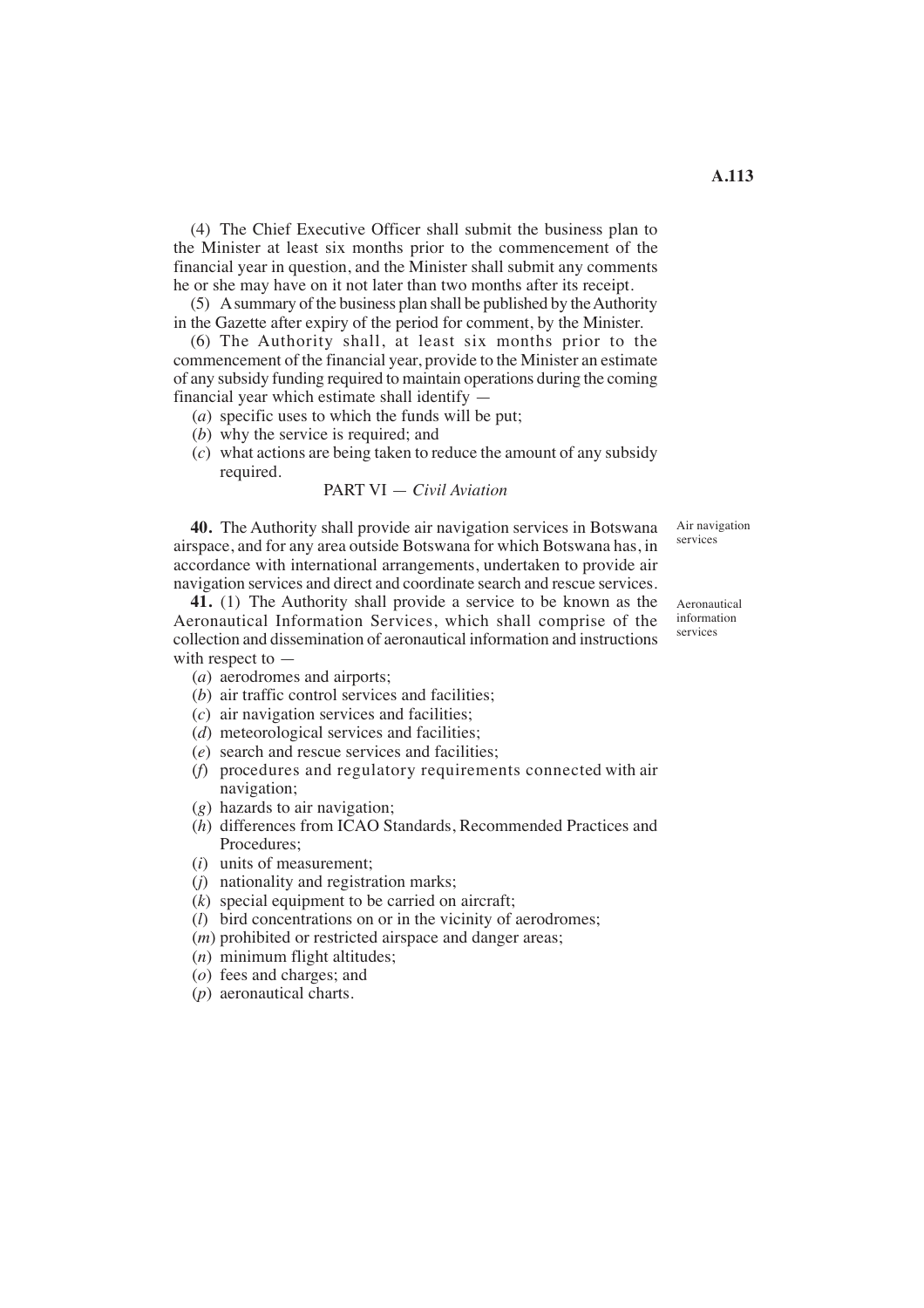(4) The Chief Executive Officer shall submit the business plan to the Minister at least six months prior to the commencement of the financial year in question, and the Minister shall submit any comments he or she may have on it not later than two months after its receipt.

(5) A summary of the business plan shall be published by the Authority in the Gazette after expiry of the period for comment, by the Minister.

(6) The Authority shall, at least six months prior to the commencement of the financial year, provide to the Minister an estimate of any subsidy funding required to maintain operations during the coming financial year which estimate shall identify —

(*a*) specific uses to which the funds will be put;

(*b*) why the service is required; and

(*c*) what actions are being taken to reduce the amount of any subsidy required.

## PART VI — *Civil Aviation*

**40.** The Authority shall provide air navigation services in Botswana airspace, and for any area outside Botswana for which Botswana has, in accordance with international arrangements, undertaken to provide air navigation services and direct and coordinate search and rescue services.

*Air navigation services*

**41.** (1) The Authority shall provide a service to be known as the Aeronautical Information Services, which shall comprise of the collection and dissemination of aeronautical information and instructions with respect to —

*Aeronautical information services*

(*a*) aerodromes and airports;

(*b*) air traffic control services and facilities;

(*c*) air navigation services and facilities;

(*d*) meteorological services and facilities;

(*e*) search and rescue services and facilities;

(*f*) procedures and regulatory requirements connected with air navigation;

(*g*) hazards to air navigation;

(*h*) differences from ICAO Standards, Recommended Practices and Procedures;

(*i*) units of measurement;

(*j*) nationality and registration marks;

(*k*) special equipment to be carried on aircraft;

(*l*) bird concentrations on or in the vicinity of aerodromes;

(*m*) prohibited or restricted airspace and danger areas;

(*n*) minimum flight altitudes;

(*o*) fees and charges; and

(*p*) aeronautical charts.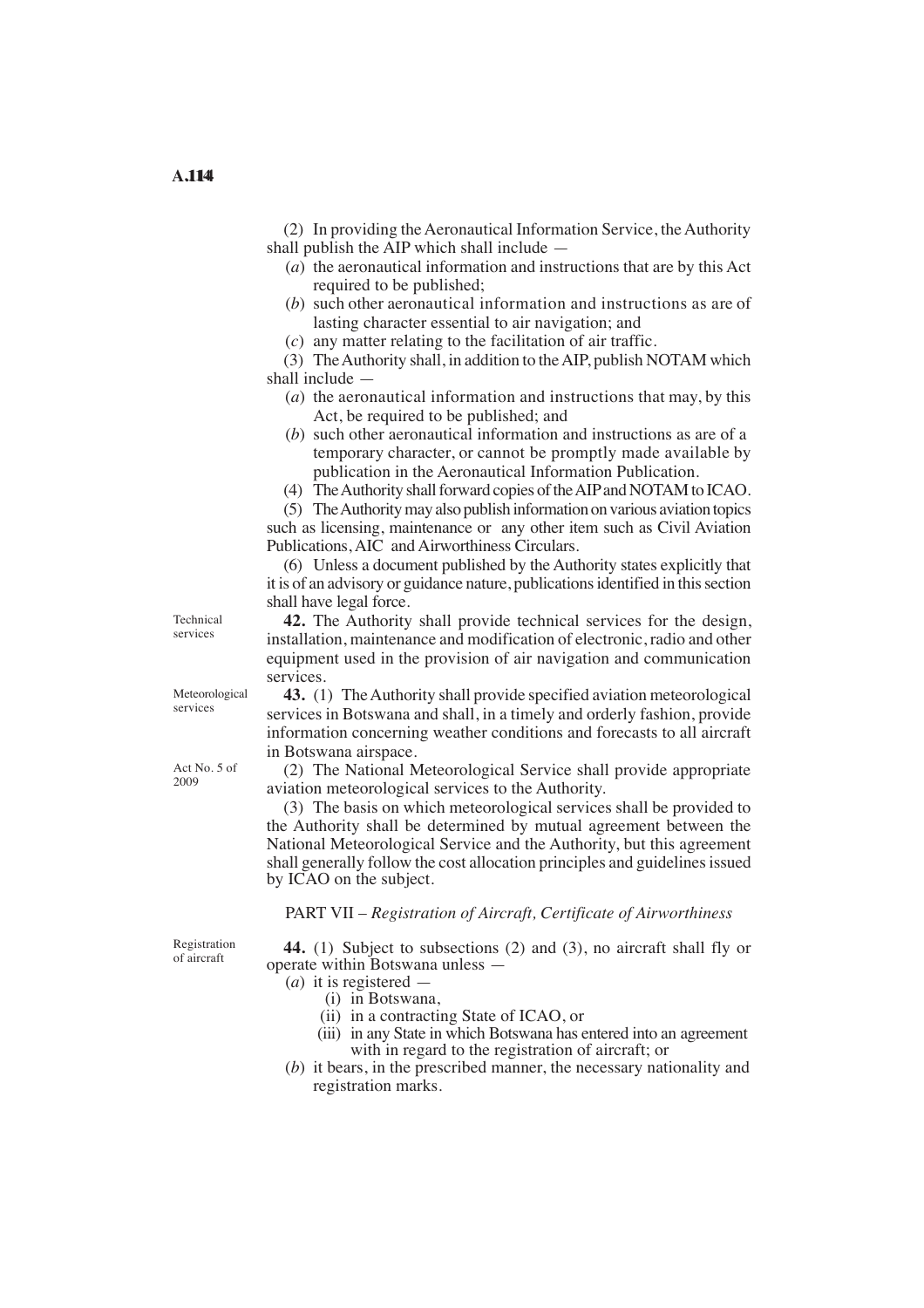(2) In providing the Aeronautical Information Service, the Authority shall publish the AIP which shall include —

(*a*) the aeronautical information and instructions that are by this Act required to be published;

(*b*) such other aeronautical information and instructions as are of lasting character essential to air navigation; and

(*c*) any matter relating to the facilitation of air traffic.

(3) The Authority shall, in addition to the AIP, publish NOTAM which shall include —

(*a*) the aeronautical information and instructions that may, by this Act, be required to be published; and

(*b*) such other aeronautical information and instructions as are of a temporary character, or cannot be promptly made available by publication in the Aeronautical Information Publication.

(4) The Authority shall forward copies of the AIP and NOTAM to ICAO.

(5) The Authority may also publish information on various aviation topics such as licensing, maintenance or any other item such as Civil Aviation Publications, AIC and Airworthiness Circulars.

(6) Unless a document published by the Authority states explicitly that it is of an advisory or guidance nature, publications identified in this section shall have legal force.

Technical services

**42.** The Authority shall provide technical services for the design, installation, maintenance and modification of electronic, radio and other equipment used in the provision of air navigation and communication services.

Meteorological services

**43.** (1) The Authority shall provide specified aviation meteorological services in Botswana and shall, in a timely and orderly fashion, provide information concerning weather conditions and forecasts to all aircraft in Botswana airspace.

Act No. 5 of 2009

(2) The National Meteorological Service shall provide appropriate aviation meteorological services to the Authority.

(3) The basis on which meteorological services shall be provided to the Authority shall be determined by mutual agreement between the National Meteorological Service and the Authority, but this agreement shall generally follow the cost allocation principles and guidelines issued by ICAO on the subject.

## PART VII – *Registration of Aircraft, Certificate of Airworthiness*

Registration of aircraft

**44.** (1) Subject to subsections (2) and (3), no aircraft shall fly or operate within Botswana unless —

(*a*) it is registered —

(i) in Botswana,

(ii) in a contracting State of ICAO, or

(iii) in any State in which Botswana has entered into an agreement with in regard to the registration of aircraft; or

(*b*) it bears, in the prescribed manner, the necessary nationality and registration marks.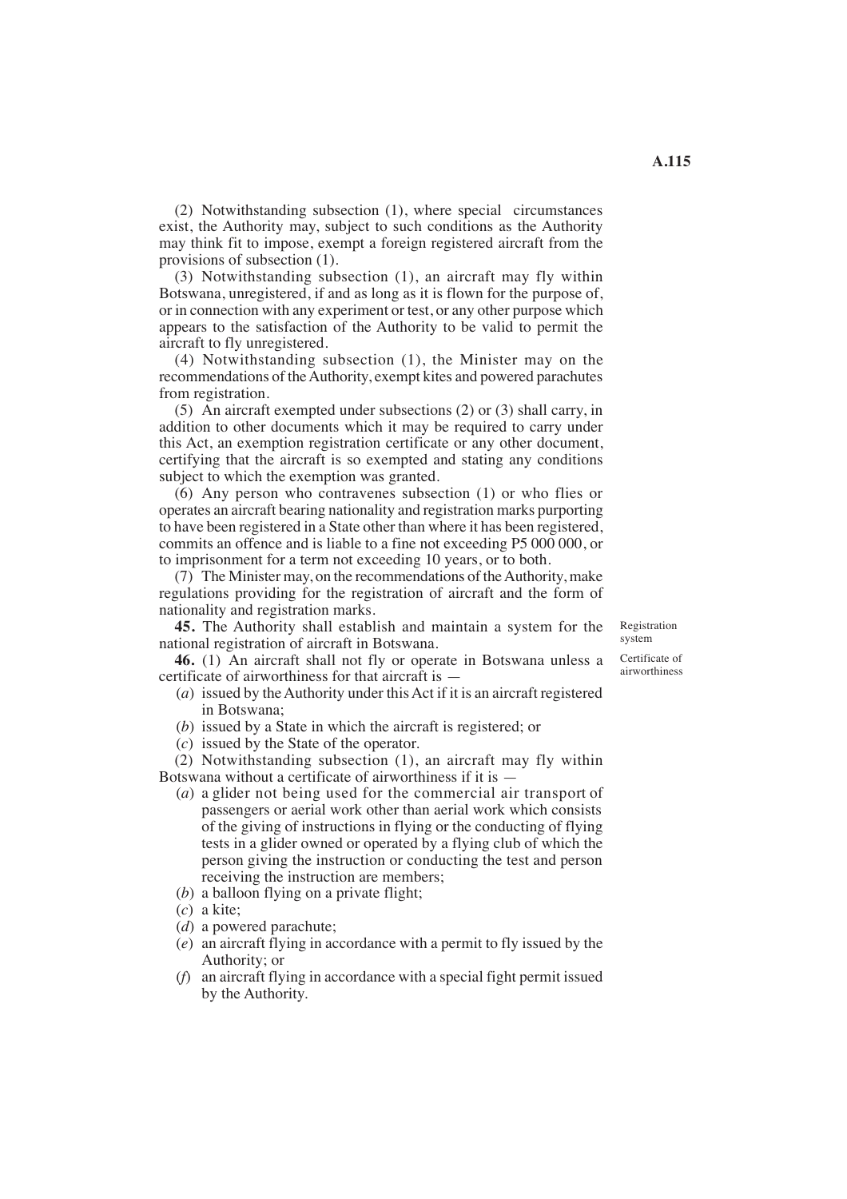(2) Notwithstanding subsection (1), where special circumstances exist, the Authority may, subject to such conditions as the Authority may think fit to impose, exempt a foreign registered aircraft from the provisions of subsection (1).

(3) Notwithstanding subsection (1), an aircraft may fly within Botswana, unregistered, if and as long as it is flown for the purpose of, or in connection with any experiment or test, or any other purpose which appears to the satisfaction of the Authority to be valid to permit the aircraft to fly unregistered.

(4) Notwithstanding subsection (1), the Minister may on the recommendations of the Authority, exempt kites and powered parachutes from registration.

(5) An aircraft exempted under subsections (2) or (3) shall carry, in addition to other documents which it may be required to carry under this Act, an exemption registration certificate or any other document, certifying that the aircraft is so exempted and stating any conditions subject to which the exemption was granted.

(6) Any person who contravenes subsection (1) or who flies or operates an aircraft bearing nationality and registration marks purporting to have been registered in a State other than where it has been registered, commits an offence and is liable to a fine not exceeding P5 000 000, or to imprisonment for a term not exceeding 10 years, or to both.

(7) The Minister may, on the recommendations of the Authority, make regulations providing for the registration of aircraft and the form of nationality and registration marks.

*Registration system*

**45.** The Authority shall establish and maintain a system for the national registration of aircraft in Botswana.

*Certificate of airworthiness*

**46.** (1) An aircraft shall not fly or operate in Botswana unless a certificate of airworthiness for that aircraft is —

(*a*) issued by the Authority under this Act if it is an aircraft registered in Botswana;

(*b*) issued by a State in which the aircraft is registered; or

(*c*) issued by the State of the operator.

(2) Notwithstanding subsection (1), an aircraft may fly within Botswana without a certificate of airworthiness if it is —

(*a*) a glider not being used for the commercial air transport of passengers or aerial work other than aerial work which consists of the giving of instructions in flying or the conducting of flying tests in a glider owned or operated by a flying club of which the person giving the instruction or conducting the test and person receiving the instruction are members;

(*b*) a balloon flying on a private flight;

(*c*) a kite;

(*d*) a powered parachute;

(*e*) an aircraft flying in accordance with a permit to fly issued by the Authority; or

(*f*) an aircraft flying in accordance with a special fight permit issued by the Authority.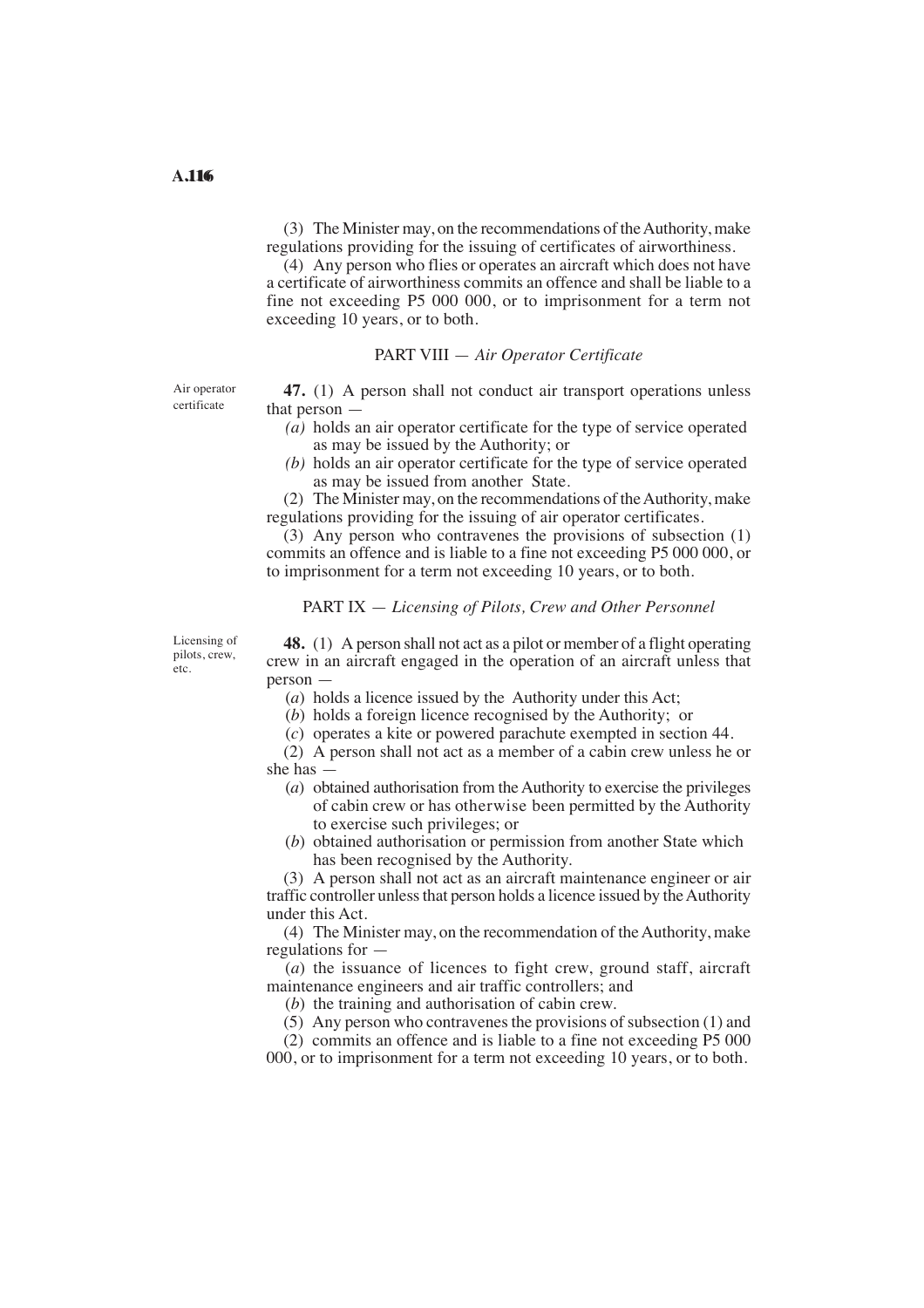(3) The Minister may, on the recommendations of the Authority, make regulations providing for the issuing of certificates of airworthiness.

(4) Any person who flies or operates an aircraft which does not have a certificate of airworthiness commits an offence and shall be liable to a fine not exceeding P5 000 000, or to imprisonment for a term not exceeding 10 years, or to both.

## PART VIII — *Air Operator Certificate*

Air operator certificate

**47.** (1) A person shall not conduct air transport operations unless that person —

*(a)* holds an air operator certificate for the type of service operated as may be issued by the Authority; or

*(b)* holds an air operator certificate for the type of service operated as may be issued from another State.

(2) The Minister may, on the recommendations of the Authority, make regulations providing for the issuing of air operator certificates.

(3) Any person who contravenes the provisions of subsection (1) commits an offence and is liable to a fine not exceeding P5 000 000, or to imprisonment for a term not exceeding 10 years, or to both.

## PART IX — *Licensing of Pilots, Crew and Other Personnel*

Licensing of pilots, crew, etc.

**48.** (1) A person shall not act as a pilot or member of a flight operating crew in an aircraft engaged in the operation of an aircraft unless that person —

(*a*) holds a licence issued by the Authority under this Act;

(*b*) holds a foreign licence recognised by the Authority; or

(*c*) operates a kite or powered parachute exempted in section 44.

(2) A person shall not act as a member of a cabin crew unless he or she has —

(*a*) obtained authorisation from the Authority to exercise the privileges of cabin crew or has otherwise been permitted by the Authority to exercise such privileges; or

(*b*) obtained authorisation or permission from another State which has been recognised by the Authority.

(3) A person shall not act as an aircraft maintenance engineer or air traffic controller unless that person holds a licence issued by the Authority under this Act.

(4) The Minister may, on the recommendation of the Authority, make regulations for —

(*a*) the issuance of licences to fight crew, ground staff, aircraft maintenance engineers and air traffic controllers; and

(*b*) the training and authorisation of cabin crew.

(5) Any person who contravenes the provisions of subsection (1) and (2) commits an offence and is liable to a fine not exceeding P5 000 000, or to imprisonment for a term not exceeding 10 years, or to both.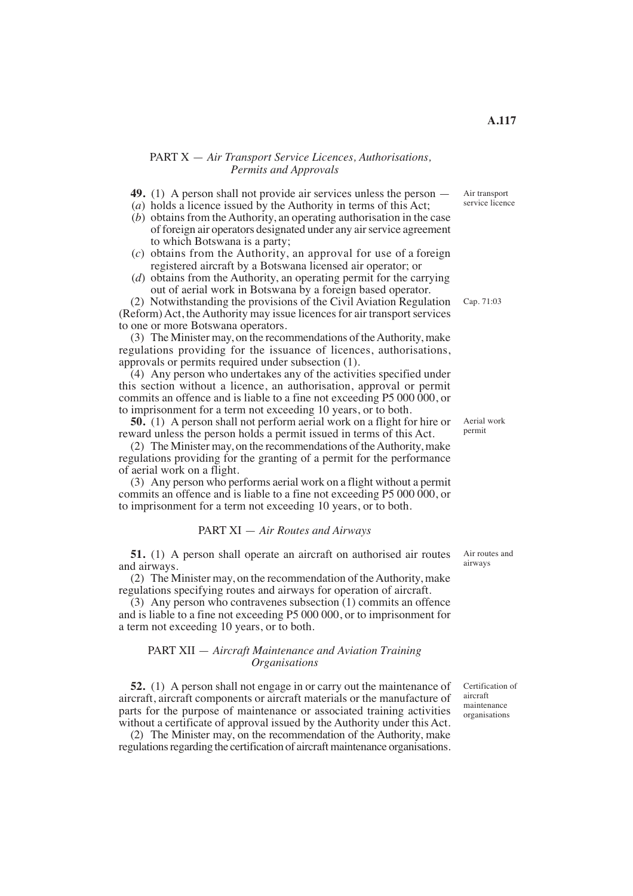## PART X — *Air Transport Service Licences, Authorisations, Permits and Approvals*

Air transport service licence

**49.** (1) A person shall not provide air services unless the person —

(*a*) holds a licence issued by the Authority in terms of this Act;

(*b*) obtains from the Authority, an operating authorisation in the case of foreign air operators designated under any air service agreement to which Botswana is a party;

(*c*) obtains from the Authority, an approval for use of a foreign registered aircraft by a Botswana licensed air operator; or

(*d*) obtains from the Authority, an operating permit for the carrying out of aerial work in Botswana by a foreign based operator.

(2) Notwithstanding the provisions of the Civil Aviation Regulation (Reform) Act, the Authority may issue licences for air transport services to one or more Botswana operators. (Cap. 71:03)

(3) The Minister may, on the recommendations of the Authority, make regulations providing for the issuance of licences, authorisations, approvals or permits required under subsection (1).

(4) Any person who undertakes any of the activities specified under this section without a licence, an authorisation, approval or permit commits an offence and is liable to a fine not exceeding P5 000 000, or to imprisonment for a term not exceeding 10 years, or to both.

Aerial work permit

**50.** (1) A person shall not perform aerial work on a flight for hire or reward unless the person holds a permit issued in terms of this Act.

(2) The Minister may, on the recommendations of the Authority, make regulations providing for the granting of a permit for the performance of aerial work on a flight.

(3) Any person who performs aerial work on a flight without a permit commits an offence and is liable to a fine not exceeding P5 000 000, or to imprisonment for a term not exceeding 10 years, or to both.

## PART XI — *Air Routes and Airways*

Air routes and airways

**51.** (1) A person shall operate an aircraft on authorised air routes and airways.

(2) The Minister may, on the recommendation of the Authority, make regulations specifying routes and airways for operation of aircraft.

(3) Any person who contravenes subsection (1) commits an offence and is liable to a fine not exceeding P5 000 000, or to imprisonment for a term not exceeding 10 years, or to both.

## PART XII — *Aircraft Maintenance and Aviation Training Organisations*

Certification of aircraft maintenance organisations

**52.** (1) A person shall not engage in or carry out the maintenance of aircraft, aircraft components or aircraft materials or the manufacture of parts for the purpose of maintenance or associated training activities without a certificate of approval issued by the Authority under this Act.

(2) The Minister may, on the recommendation of the Authority, make regulations regarding the certification of aircraft maintenance organisations.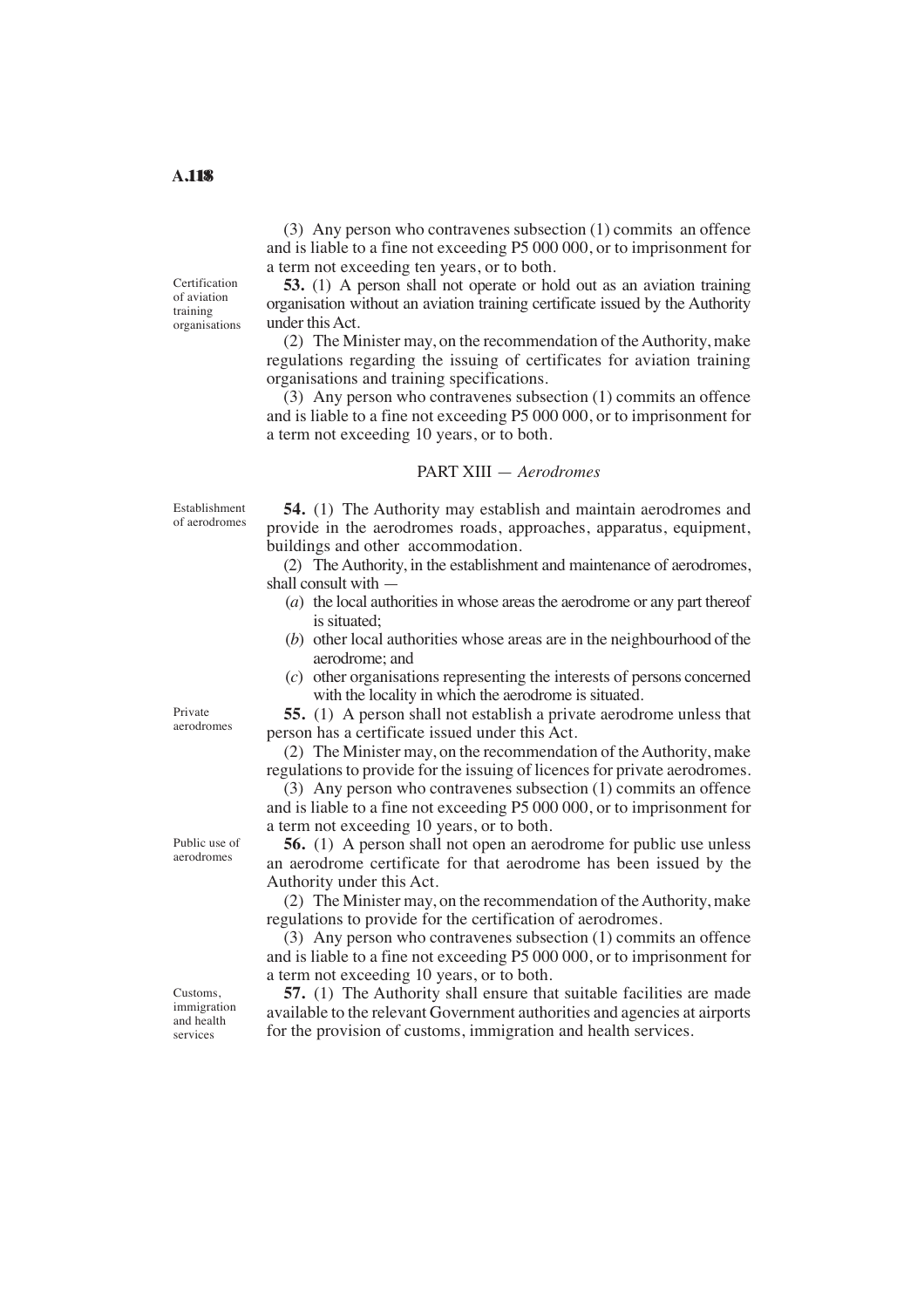(3) Any person who contravenes subsection (1) commits an offence and is liable to a fine not exceeding P5 000 000, or to imprisonment for a term not exceeding ten years, or to both.

**Certification of aviation training organisations**

**53.** (1) A person shall not operate or hold out as an aviation training organisation without an aviation training certificate issued by the Authority under this Act.

(2) The Minister may, on the recommendation of the Authority, make regulations regarding the issuing of certificates for aviation training organisations and training specifications.

(3) Any person who contravenes subsection (1) commits an offence and is liable to a fine not exceeding P5 000 000, or to imprisonment for a term not exceeding 10 years, or to both.

## PART XIII — *Aerodromes*

**Establishment of aerodromes**

**54.** (1) The Authority may establish and maintain aerodromes and provide in the aerodromes roads, approaches, apparatus, equipment, buildings and other accommodation.

(2) The Authority, in the establishment and maintenance of aerodromes, shall consult with —

(*a*) the local authorities in whose areas the aerodrome or any part thereof is situated;

(*b*) other local authorities whose areas are in the neighbourhood of the aerodrome; and

(*c*) other organisations representing the interests of persons concerned with the locality in which the aerodrome is situated.

**Private aerodromes**

**55.** (1) A person shall not establish a private aerodrome unless that person has a certificate issued under this Act.

(2) The Minister may, on the recommendation of the Authority, make regulations to provide for the issuing of licences for private aerodromes.

(3) Any person who contravenes subsection (1) commits an offence and is liable to a fine not exceeding P5 000 000, or to imprisonment for a term not exceeding 10 years, or to both.

**Public use of aerodromes**

**56.** (1) A person shall not open an aerodrome for public use unless an aerodrome certificate for that aerodrome has been issued by the Authority under this Act.

(2) The Minister may, on the recommendation of the Authority, make regulations to provide for the certification of aerodromes.

(3) Any person who contravenes subsection (1) commits an offence and is liable to a fine not exceeding P5 000 000, or to imprisonment for a term not exceeding 10 years, or to both.

**Customs, immigration and health services**

**57.** (1) The Authority shall ensure that suitable facilities are made available to the relevant Government authorities and agencies at airports for the provision of customs, immigration and health services.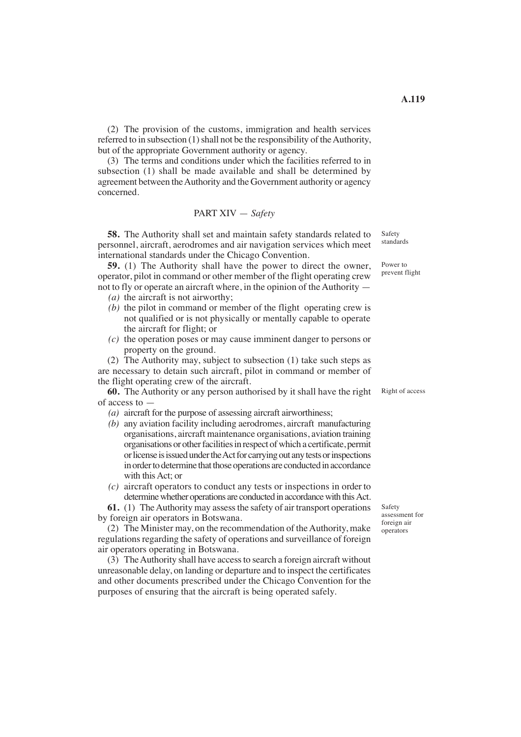(2) The provision of the customs, immigration and health services referred to in subsection (1) shall not be the responsibility of the Authority, but of the appropriate Government authority or agency.

(3) The terms and conditions under which the facilities referred to in subsection (1) shall be made available and shall be determined by agreement between the Authority and the Government authority or agency concerned.

## PART XIV — *Safety*

Safety standards

**58.** The Authority shall set and maintain safety standards related to personnel, aircraft, aerodromes and air navigation services which meet international standards under the Chicago Convention.

Power to prevent flight

**59.** (1) The Authority shall have the power to direct the owner, operator, pilot in command or other member of the flight operating crew not to fly or operate an aircraft where, in the opinion of the Authority —

*(a)* the aircraft is not airworthy;

*(b)* the pilot in command or member of the flight operating crew is not qualified or is not physically or mentally capable to operate the aircraft for flight; or

*(c)* the operation poses or may cause imminent danger to persons or property on the ground.

(2) The Authority may, subject to subsection (1) take such steps as are necessary to detain such aircraft, pilot in command or member of the flight operating crew of the aircraft.

Right of access

**60.** The Authority or any person authorised by it shall have the right of access to —

*(a)* aircraft for the purpose of assessing aircraft airworthiness;

*(b)* any aviation facility including aerodromes, aircraft manufacturing organisations, aircraft maintenance organisations, aviation training organisations or other facilities in respect of which a certificate, permit or license is issued under the Act for carrying out any tests or inspections in order to determine that those operations are conducted in accordance with this Act; or

*(c)* aircraft operators to conduct any tests or inspections in order to determine whether operations are conducted in accordance with this Act.

Safety assessment for foreign air operators

**61.** (1) The Authority may assess the safety of air transport operations by foreign air operators in Botswana.

(2) The Minister may, on the recommendation of the Authority, make regulations regarding the safety of operations and surveillance of foreign air operators operating in Botswana.

(3) The Authority shall have access to search a foreign aircraft without unreasonable delay, on landing or departure and to inspect the certificates and other documents prescribed under the Chicago Convention for the purposes of ensuring that the aircraft is being operated safely.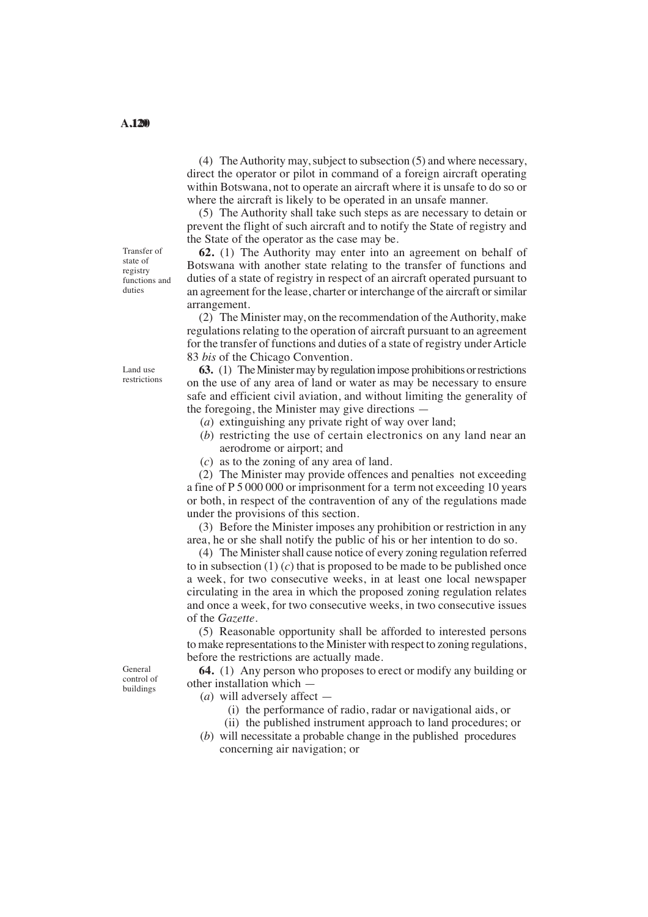(4) The Authority may, subject to subsection (5) and where necessary, direct the operator or pilot in command of a foreign aircraft operating within Botswana, not to operate an aircraft where it is unsafe to do so or where the aircraft is likely to be operated in an unsafe manner.

(5) The Authority shall take such steps as are necessary to detain or prevent the flight of such aircraft and to notify the State of registry and the State of the operator as the case may be.

*Transfer of state of registry functions and duties*

**62.** (1) The Authority may enter into an agreement on behalf of Botswana with another state relating to the transfer of functions and duties of a state of registry in respect of an aircraft operated pursuant to an agreement for the lease, charter or interchange of the aircraft or similar arrangement.

(2) The Minister may, on the recommendation of the Authority, make regulations relating to the operation of aircraft pursuant to an agreement for the transfer of functions and duties of a state of registry under Article 83 *bis* of the Chicago Convention.

*Land use restrictions*

**63.** (1) The Minister may by regulation impose prohibitions or restrictions on the use of any area of land or water as may be necessary to ensure safe and efficient civil aviation, and without limiting the generality of the foregoing, the Minister may give directions —

(*a*) extinguishing any private right of way over land;

(*b*) restricting the use of certain electronics on any land near an aerodrome or airport; and

(*c*) as to the zoning of any area of land.

(2) The Minister may provide offences and penalties not exceeding a fine of P 5 000 000 or imprisonment for a term not exceeding 10 years or both, in respect of the contravention of any of the regulations made under the provisions of this section.

(3) Before the Minister imposes any prohibition or restriction in any area, he or she shall notify the public of his or her intention to do so.

(4) The Minister shall cause notice of every zoning regulation referred to in subsection (1) (*c*) that is proposed to be made to be published once a week, for two consecutive weeks, in at least one local newspaper circulating in the area in which the proposed zoning regulation relates and once a week, for two consecutive weeks, in two consecutive issues of the *Gazette*.

(5) Reasonable opportunity shall be afforded to interested persons to make representations to the Minister with respect to zoning regulations, before the restrictions are actually made.

*General control of buildings*

**64.** (1) Any person who proposes to erect or modify any building or other installation which —

(*a*) will adversely affect —

(i) the performance of radio, radar or navigational aids, or

(ii) the published instrument approach to land procedures; or

(*b*) will necessitate a probable change in the published procedures concerning air navigation; or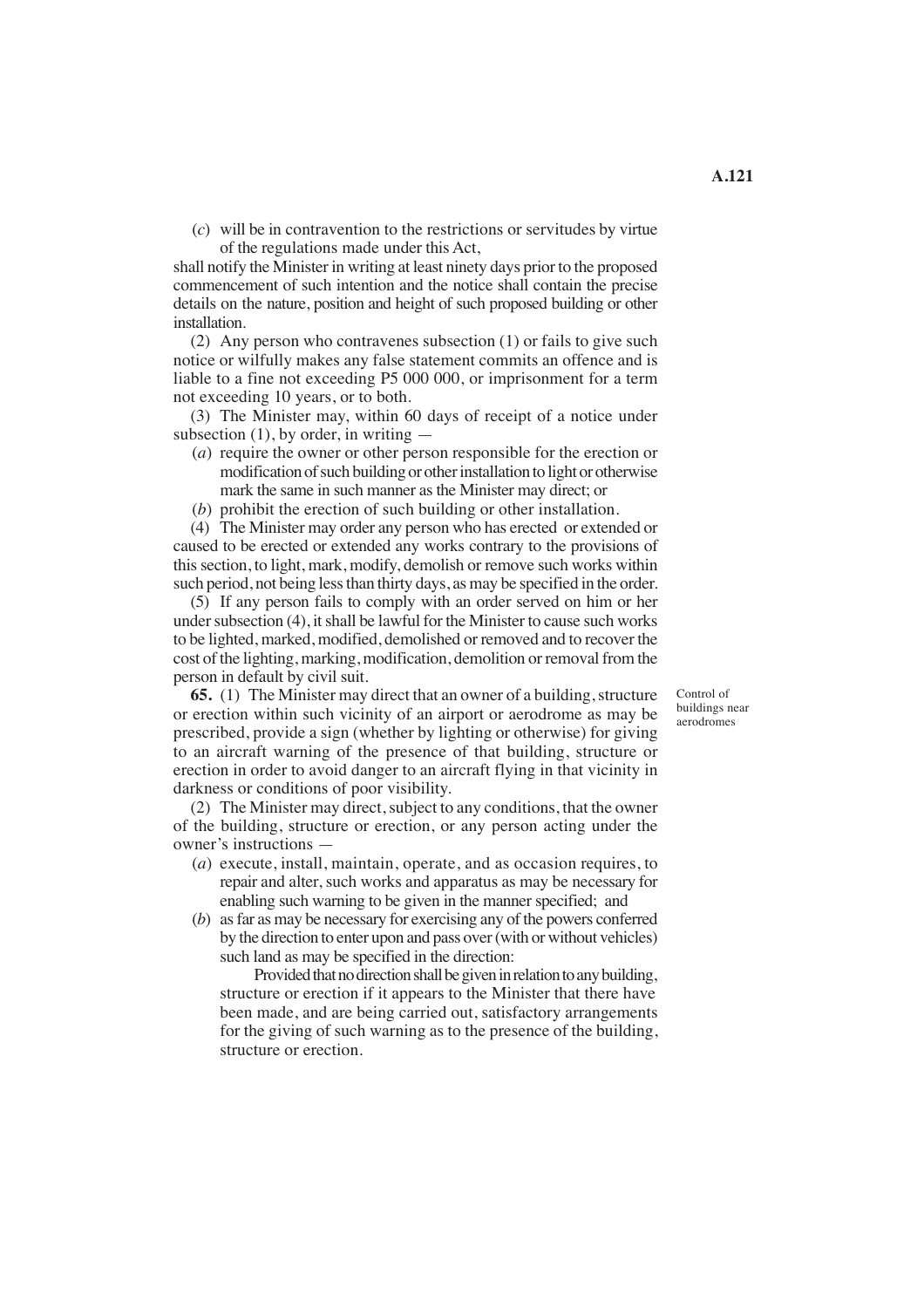(*c*) will be in contravention to the restrictions or servitudes by virtue of the regulations made under this Act,

shall notify the Minister in writing at least ninety days prior to the proposed commencement of such intention and the notice shall contain the precise details on the nature, position and height of such proposed building or other installation.

(2) Any person who contravenes subsection (1) or fails to give such notice or wilfully makes any false statement commits an offence and is liable to a fine not exceeding P5 000 000, or imprisonment for a term not exceeding 10 years, or to both.

(3) The Minister may, within 60 days of receipt of a notice under subsection (1), by order, in writing —

(*a*) require the owner or other person responsible for the erection or modification of such building or other installation to light or otherwise mark the same in such manner as the Minister may direct; or

(*b*) prohibit the erection of such building or other installation.

(4) The Minister may order any person who has erected or extended or caused to be erected or extended any works contrary to the provisions of this section, to light, mark, modify, demolish or remove such works within such period, not being less than thirty days, as may be specified in the order.

(5) If any person fails to comply with an order served on him or her under subsection (4), it shall be lawful for the Minister to cause such works to be lighted, marked, modified, demolished or removed and to recover the cost of the lighting, marking, modification, demolition or removal from the person in default by civil suit.

**65.** (1) The Minister may direct that an owner of a building, structure or erection within such vicinity of an airport or aerodrome as may be prescribed, provide a sign (whether by lighting or otherwise) for giving to an aircraft warning of the presence of that building, structure or erection in order to avoid danger to an aircraft flying in that vicinity in darkness or conditions of poor visibility.

Control of buildings near aerodromes

(2) The Minister may direct, subject to any conditions, that the owner of the building, structure or erection, or any person acting under the owner's instructions —

(*a*) execute, install, maintain, operate, and as occasion requires, to repair and alter, such works and apparatus as may be necessary for enabling such warning to be given in the manner specified; and

(*b*) as far as may be necessary for exercising any of the powers conferred by the direction to enter upon and pass over (with or without vehicles) such land as may be specified in the direction:

Provided that no direction shall be given in relation to any building, structure or erection if it appears to the Minister that there have been made, and are being carried out, satisfactory arrangements for the giving of such warning as to the presence of the building, structure or erection.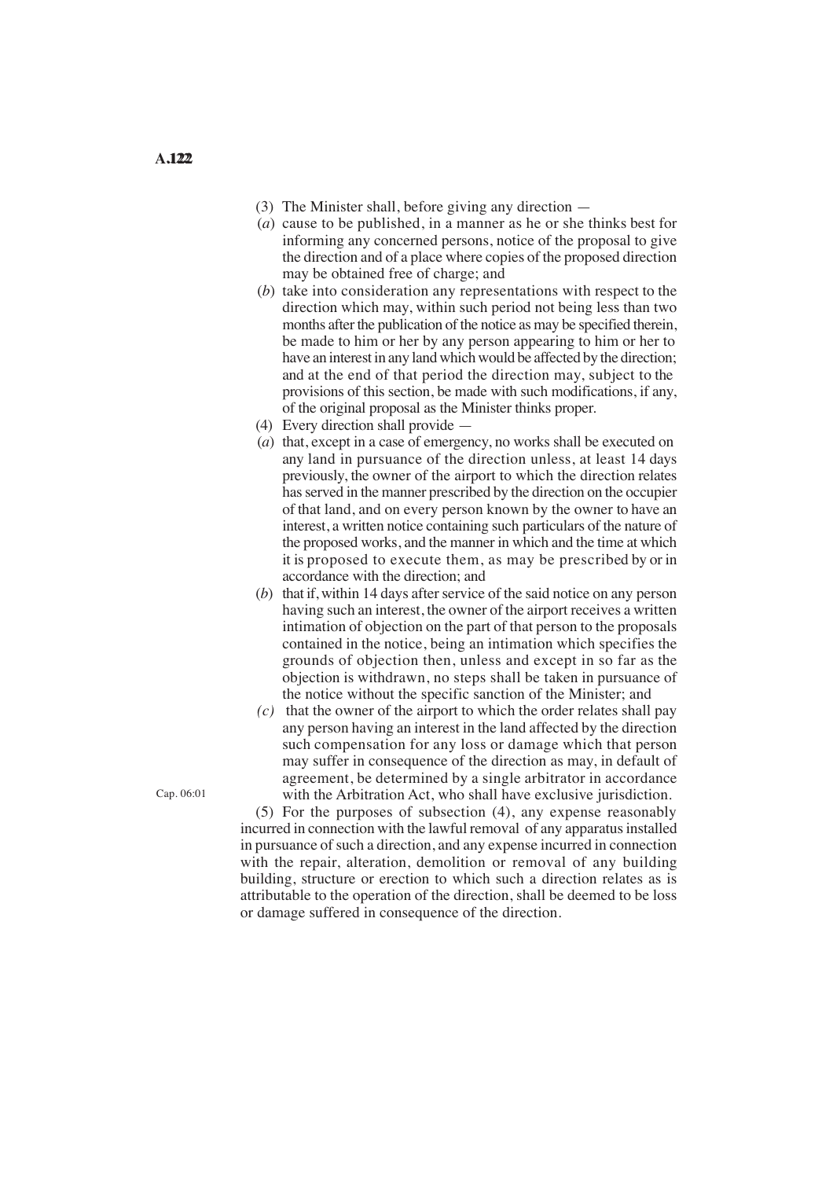(3) The Minister shall, before giving any direction —

(*a*) cause to be published, in a manner as he or she thinks best for informing any concerned persons, notice of the proposal to give the direction and of a place where copies of the proposed direction may be obtained free of charge; and

(*b*) take into consideration any representations with respect to the direction which may, within such period not being less than two months after the publication of the notice as may be specified therein, be made to him or her by any person appearing to him or her to have an interest in any land which would be affected by the direction; and at the end of that period the direction may, subject to the provisions of this section, be made with such modifications, if any, of the original proposal as the Minister thinks proper.

(4) Every direction shall provide —

(*a*) that, except in a case of emergency, no works shall be executed on any land in pursuance of the direction unless, at least 14 days previously, the owner of the airport to which the direction relates has served in the manner prescribed by the direction on the occupier of that land, and on every person known by the owner to have an interest, a written notice containing such particulars of the nature of the proposed works, and the manner in which and the time at which it is proposed to execute them, as may be prescribed by or in accordance with the direction; and

(*b*) that if, within 14 days after service of the said notice on any person having such an interest, the owner of the airport receives a written intimation of objection on the part of that person to the proposals contained in the notice, being an intimation which specifies the grounds of objection then, unless and except in so far as the objection is withdrawn, no steps shall be taken in pursuance of the notice without the specific sanction of the Minister; and

(*c*) that the owner of the airport to which the order relates shall pay any person having an interest in the land affected by the direction such compensation for any loss or damage which that person may suffer in consequence of the direction as may, in default of agreement, be determined by a single arbitrator in accordance with the Arbitration Act, who shall have exclusive jurisdiction.

Cap. 06:01

(5) For the purposes of subsection (4), any expense reasonably incurred in connection with the lawful removal of any apparatus installed in pursuance of such a direction, and any expense incurred in connection with the repair, alteration, demolition or removal of any building building, structure or erection to which such a direction relates as is attributable to the operation of the direction, shall be deemed to be loss or damage suffered in consequence of the direction.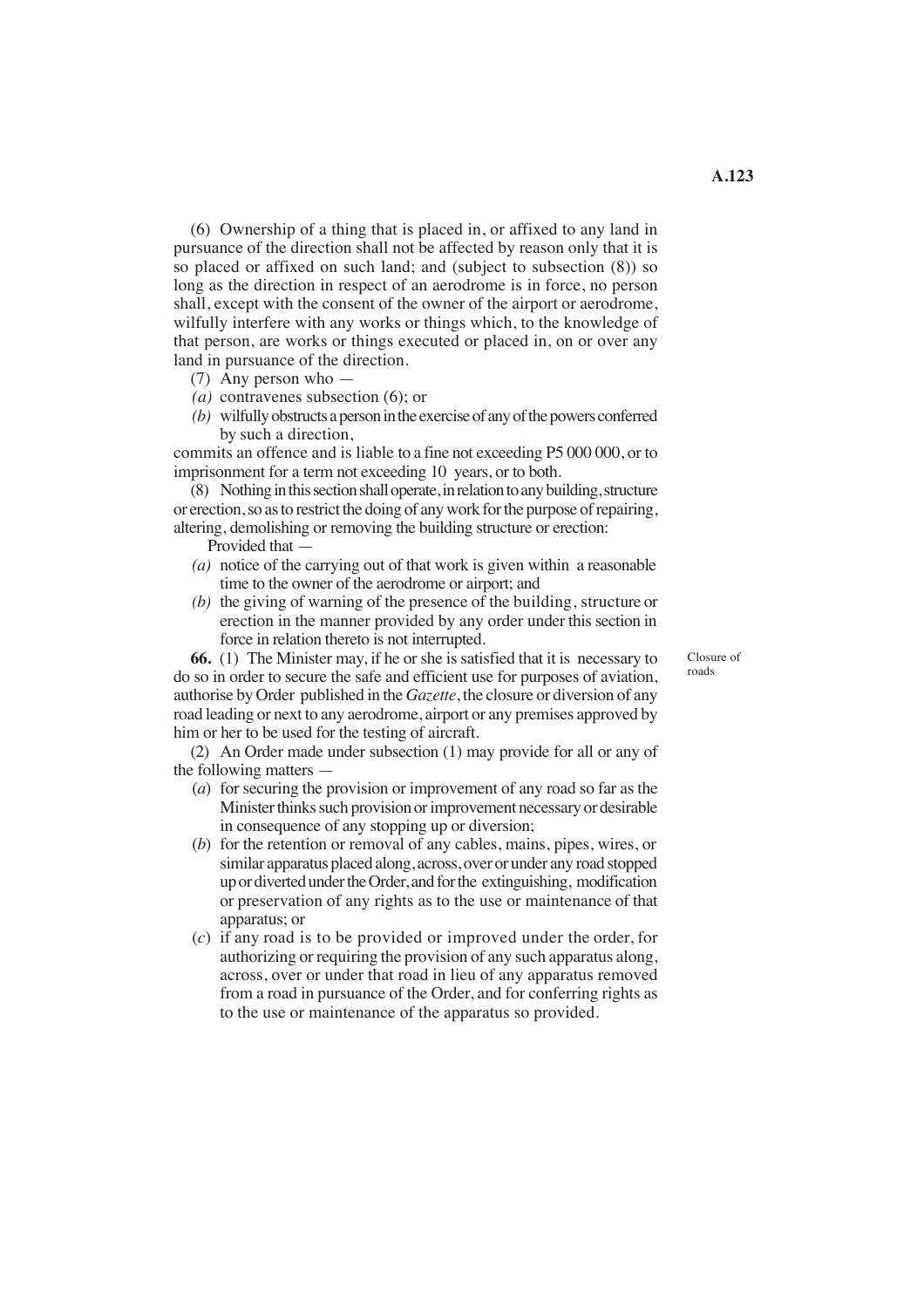(6) Ownership of a thing that is placed in, or affixed to any land in pursuance of the direction shall not be affected by reason only that it is so placed or affixed on such land; and (subject to subsection (8)) so long as the direction in respect of an aerodrome is in force, no person shall, except with the consent of the owner of the airport or aerodrome, wilfully interfere with any works or things which, to the knowledge of that person, are works or things executed or placed in, on or over any land in pursuance of the direction.

(7) Any person who —

*(a)* contravenes subsection (6); or

*(b)* wilfully obstructs a person in the exercise of any of the powers conferred by such a direction,

commits an offence and is liable to a fine not exceeding P5 000 000, or to imprisonment for a term not exceeding 10 years, or to both.

(8) Nothing in this section shall operate, in relation to any building, structure or erection, so as to restrict the doing of any work for the purpose of repairing, altering, demolishing or removing the building structure or erection:

Provided that —

*(a)* notice of the carrying out of that work is given within a reasonable time to the owner of the aerodrome or airport; and

*(b)* the giving of warning of the presence of the building, structure or erection in the manner provided by any order under this section in force in relation thereto is not interrupted.

Closure of roads

**66.** (1) The Minister may, if he or she is satisfied that it is necessary to do so in order to secure the safe and efficient use for purposes of aviation, authorise by Order published in the *Gazette*, the closure or diversion of any road leading or next to any aerodrome, airport or any premises approved by him or her to be used for the testing of aircraft.

(2) An Order made under subsection (1) may provide for all or any of the following matters —

(*a*) for securing the provision or improvement of any road so far as the Minister thinks such provision or improvement necessary or desirable in consequence of any stopping up or diversion;

(*b*) for the retention or removal of any cables, mains, pipes, wires, or similar apparatus placed along, across, over or under any road stopped up or diverted under the Order, and for the extinguishing, modification or preservation of any rights as to the use or maintenance of that apparatus; or

(*c*) if any road is to be provided or improved under the order, for authorizing or requiring the provision of any such apparatus along, across, over or under that road in lieu of any apparatus removed from a road in pursuance of the Order, and for conferring rights as to the use or maintenance of the apparatus so provided.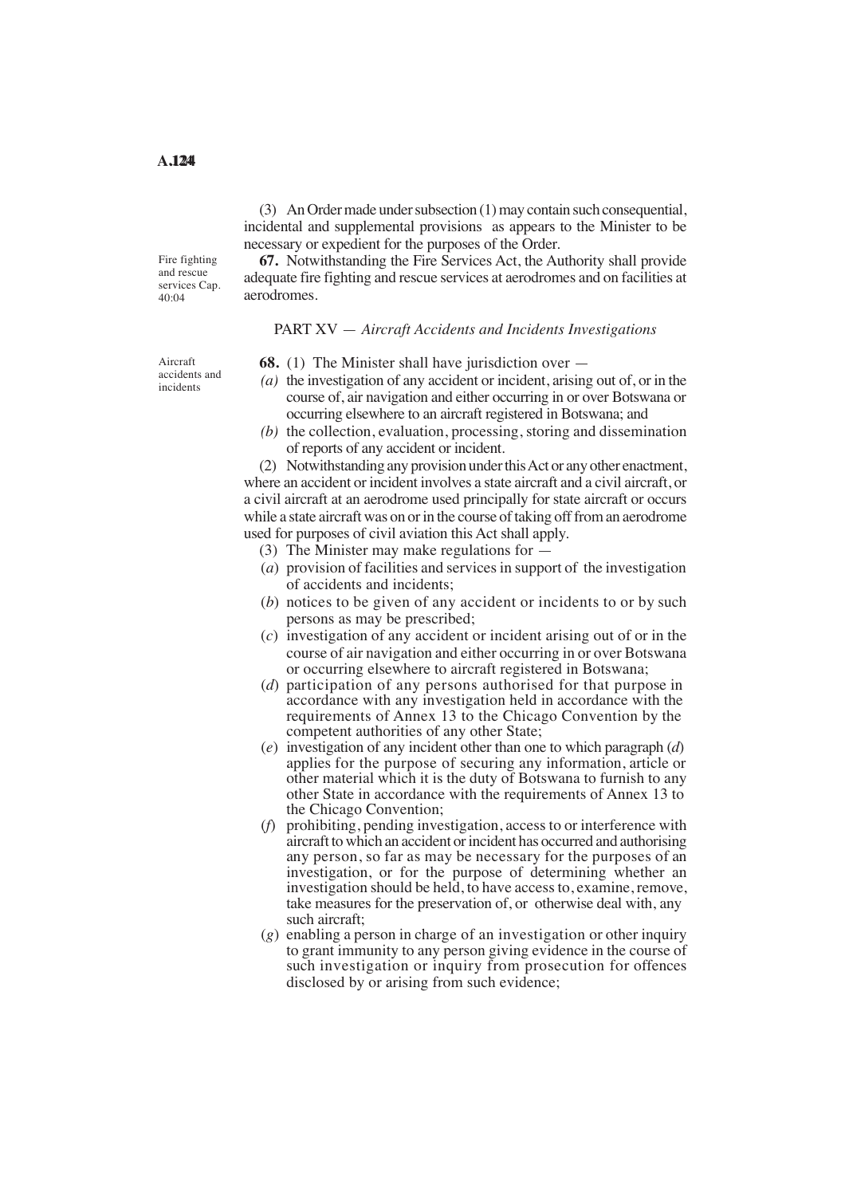(3) An Order made under subsection (1) may contain such consequential, incidental and supplemental provisions as appears to the Minister to be necessary or expedient for the purposes of the Order.

Fire fighting and rescue services Cap. 40:04

**67.** Notwithstanding the Fire Services Act, the Authority shall provide adequate fire fighting and rescue services at aerodromes and on facilities at aerodromes.

## PART XV — *Aircraft Accidents and Incidents Investigations*

Aircraft accidents and incidents

**68.** (1) The Minister shall have jurisdiction over —

*(a)* the investigation of any accident or incident, arising out of, or in the course of, air navigation and either occurring in or over Botswana or occurring elsewhere to an aircraft registered in Botswana; and

*(b)* the collection, evaluation, processing, storing and dissemination of reports of any accident or incident.

(2) Notwithstanding any provision under this Act or any other enactment, where an accident or incident involves a state aircraft and a civil aircraft, or a civil aircraft at an aerodrome used principally for state aircraft or occurs while a state aircraft was on or in the course of taking off from an aerodrome used for purposes of civil aviation this Act shall apply.

(3) The Minister may make regulations for —

(*a*) provision of facilities and services in support of the investigation of accidents and incidents;

(*b*) notices to be given of any accident or incidents to or by such persons as may be prescribed;

(*c*) investigation of any accident or incident arising out of or in the course of air navigation and either occurring in or over Botswana or occurring elsewhere to aircraft registered in Botswana;

(*d*) participation of any persons authorised for that purpose in accordance with any investigation held in accordance with the requirements of Annex 13 to the Chicago Convention by the competent authorities of any other State;

(*e*) investigation of any incident other than one to which paragraph (*d*) applies for the purpose of securing any information, article or other material which it is the duty of Botswana to furnish to any other State in accordance with the requirements of Annex 13 to the Chicago Convention;

(*f*) prohibiting, pending investigation, access to or interference with aircraft to which an accident or incident has occurred and authorising any person, so far as may be necessary for the purposes of an investigation, or for the purpose of determining whether an investigation should be held, to have access to, examine, remove, take measures for the preservation of, or otherwise deal with, any such aircraft;

(*g*) enabling a person in charge of an investigation or other inquiry to grant immunity to any person giving evidence in the course of such investigation or inquiry from prosecution for offences disclosed by or arising from such evidence;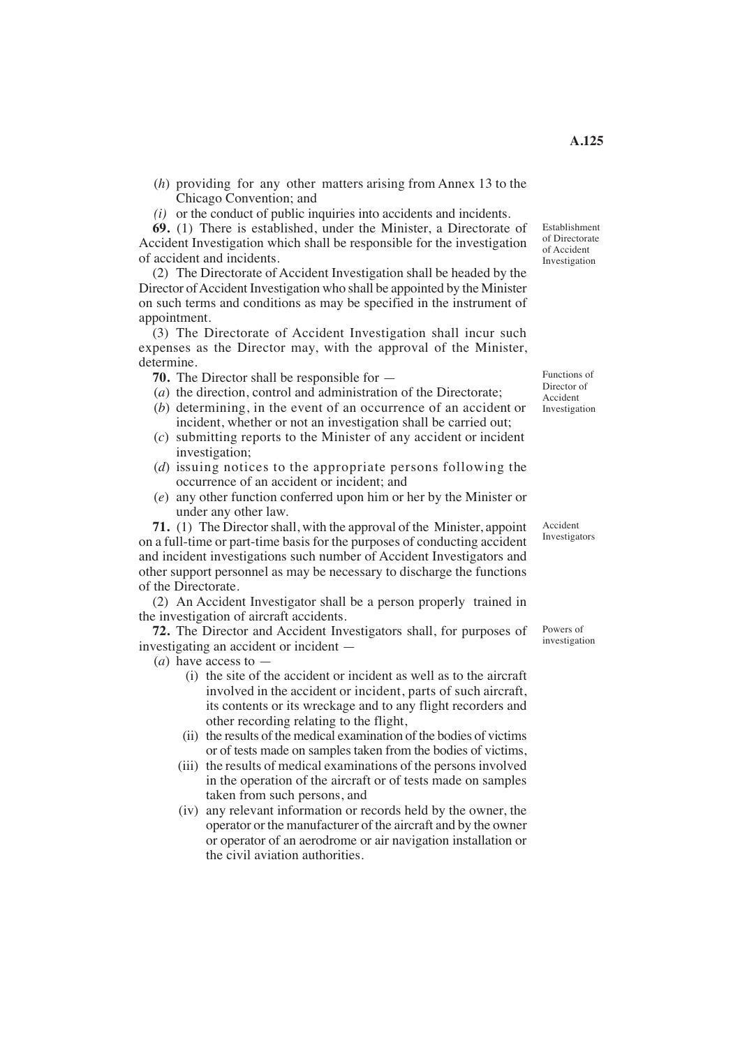(*h*) providing for any other matters arising from Annex 13 to the Chicago Convention; and

*(i)* or the conduct of public inquiries into accidents and incidents.

Establishment of Directorate of Accident Investigation

**69.** (1) There is established, under the Minister, a Directorate of Accident Investigation which shall be responsible for the investigation of accident and incidents.

(2) The Directorate of Accident Investigation shall be headed by the Director of Accident Investigation who shall be appointed by the Minister on such terms and conditions as may be specified in the instrument of appointment.

(3) The Directorate of Accident Investigation shall incur such expenses as the Director may, with the approval of the Minister, determine.

Functions of Director of Accident Investigation

**70.** The Director shall be responsible for —

(*a*) the direction, control and administration of the Directorate;

(*b*) determining, in the event of an occurrence of an accident or incident, whether or not an investigation shall be carried out;

(*c*) submitting reports to the Minister of any accident or incident investigation;

(*d*) issuing notices to the appropriate persons following the occurrence of an accident or incident; and

(*e*) any other function conferred upon him or her by the Minister or under any other law.

Accident Investigators

**71.** (1) The Director shall, with the approval of the Minister, appoint on a full-time or part-time basis for the purposes of conducting accident and incident investigations such number of Accident Investigators and other support personnel as may be necessary to discharge the functions of the Directorate.

(2) An Accident Investigator shall be a person properly trained in the investigation of aircraft accidents.

Powers of investigation

**72.** The Director and Accident Investigators shall, for purposes of investigating an accident or incident —

(*a*) have access to —

(i) the site of the accident or incident as well as to the aircraft involved in the accident or incident, parts of such aircraft, its contents or its wreckage and to any flight recorders and other recording relating to the flight,

(ii) the results of the medical examination of the bodies of victims or of tests made on samples taken from the bodies of victims,

(iii) the results of medical examinations of the persons involved in the operation of the aircraft or of tests made on samples taken from such persons, and

(iv) any relevant information or records held by the owner, the operator or the manufacturer of the aircraft and by the owner or operator of an aerodrome or air navigation installation or the civil aviation authorities.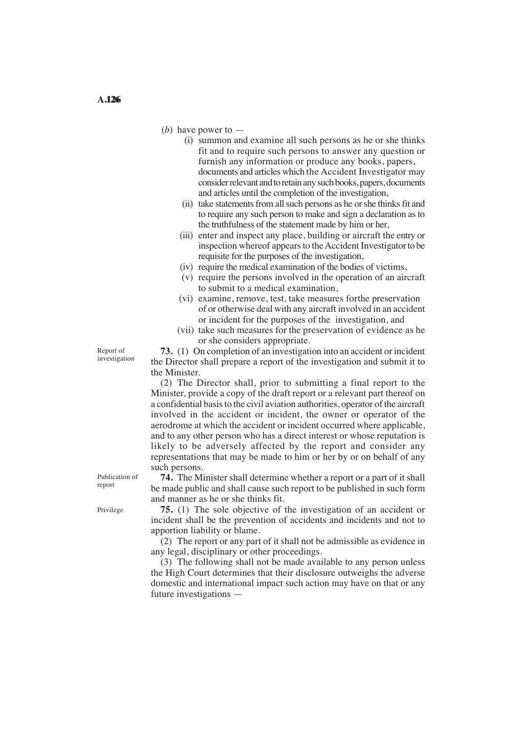(*b*) have power to —

(i) summon and examine all such persons as he or she thinks fit and to require such persons to answer any question or furnish any information or produce any books, papers, documents and articles which the Accident Investigator may consider relevant and to retain any such books, papers, documents and articles until the completion of the investigation,

(ii) take statements from all such persons as he or she thinks fit and to require any such person to make and sign a declaration as to the truthfulness of the statement made by him or her,

(iii) enter and inspect any place, building or aircraft the entry or inspection whereof appears to the Accident Investigator to be requisite for the purposes of the investigation,

(iv) require the medical examination of the bodies of victims,

(v) require the persons involved in the operation of an aircraft to submit to a medical examination,

(vi) examine, remove, test, take measures forthe preservation of or otherwise deal with any aircraft involved in an accident or incident for the purposes of the investigation, and

(vii) take such measures for the preservation of evidence as he or she considers appropriate.

Report of investigation

**73.** (1) On completion of an investigation into an accident or incident the Director shall prepare a report of the investigation and submit it to the Minister.

(2) The Director shall, prior to submitting a final report to the Minister, provide a copy of the draft report or a relevant part thereof on a confidential basis to the civil aviation authorities, operator of the aircraft involved in the accident or incident, the owner or operator of the aerodrome at which the accident or incident occurred where applicable, and to any other person who has a direct interest or whose reputation is likely to be adversely affected by the report and consider any representations that may be made to him or her by or on behalf of any such persons.

Publication of report

**74.** The Minister shall determine whether a report or a part of it shall be made public and shall cause such report to be published in such form and manner as he or she thinks fit.

Privilege

**75.** (1) The sole objective of the investigation of an accident or incident shall be the prevention of accidents and incidents and not to apportion liability or blame.

(2) The report or any part of it shall not be admissible as evidence in any legal, disciplinary or other proceedings.

(3) The following shall not be made available to any person unless the High Court determines that their disclosure outweighs the adverse domestic and international impact such action may have on that or any future investigations —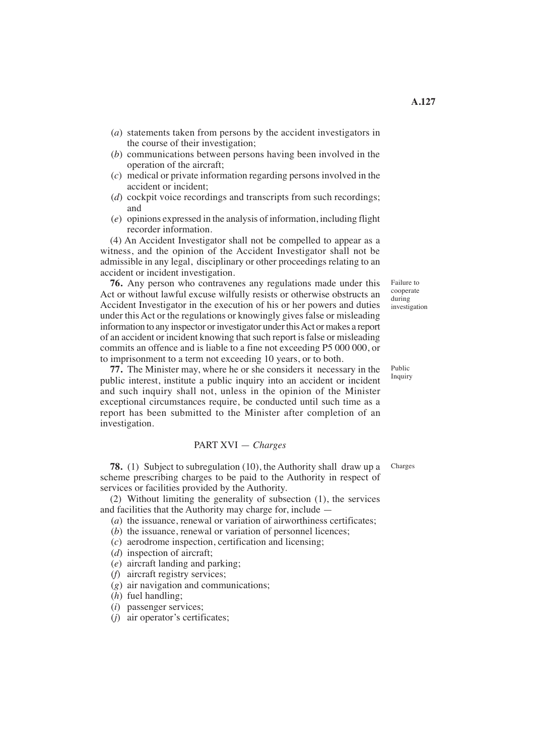(*a*) statements taken from persons by the accident investigators in the course of their investigation;

(*b*) communications between persons having been involved in the operation of the aircraft;

(*c*) medical or private information regarding persons involved in the accident or incident;

(*d*) cockpit voice recordings and transcripts from such recordings; and

(*e*) opinions expressed in the analysis of information, including flight recorder information.

(4) An Accident Investigator shall not be compelled to appear as a witness, and the opinion of the Accident Investigator shall not be admissible in any legal, disciplinary or other proceedings relating to an accident or incident investigation.

Failure to cooperate during investigation

**76.** Any person who contravenes any regulations made under this Act or without lawful excuse wilfully resists or otherwise obstructs an Accident Investigator in the execution of his or her powers and duties under this Act or the regulations or knowingly gives false or misleading information to any inspector or investigator under this Act or makes a report of an accident or incident knowing that such report is false or misleading commits an offence and is liable to a fine not exceeding P5 000 000, or to imprisonment to a term not exceeding 10 years, or to both.

Public Inquiry

**77.** The Minister may, where he or she considers it necessary in the public interest, institute a public inquiry into an accident or incident and such inquiry shall not, unless in the opinion of the Minister exceptional circumstances require, be conducted until such time as a report has been submitted to the Minister after completion of an investigation.

## PART XVI — *Charges*

Charges

**78.** (1) Subject to subregulation (10), the Authority shall draw up a scheme prescribing charges to be paid to the Authority in respect of services or facilities provided by the Authority.

(2) Without limiting the generality of subsection (1), the services and facilities that the Authority may charge for, include —

(*a*) the issuance, renewal or variation of airworthiness certificates;

(*b*) the issuance, renewal or variation of personnel licences;

(*c*) aerodrome inspection, certification and licensing;

(*d*) inspection of aircraft;

(*e*) aircraft landing and parking;

(*f*) aircraft registry services;

(*g*) air navigation and communications;

(*h*) fuel handling;

(*i*) passenger services;

(*j*) air operator's certificates;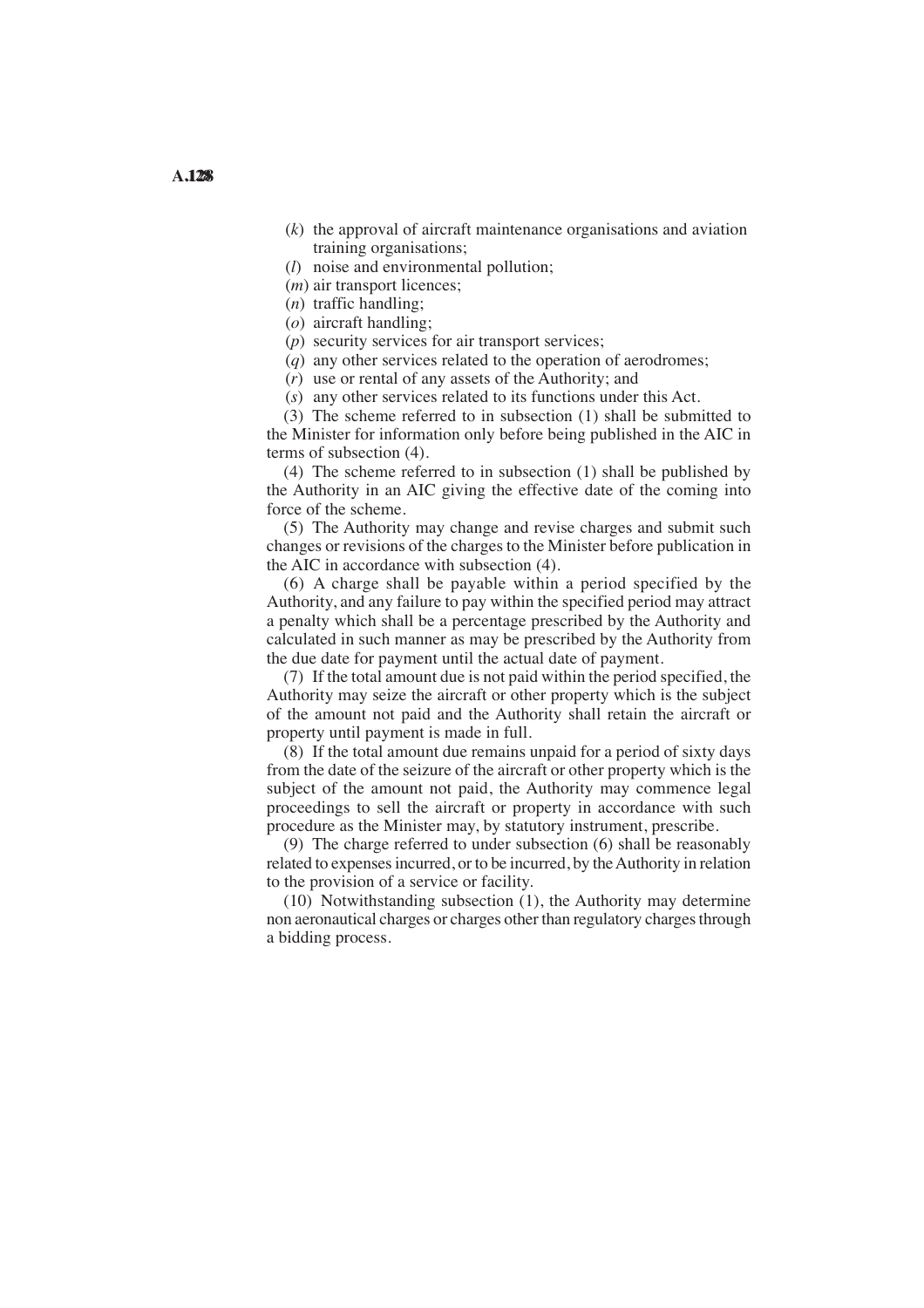(*k*) the approval of aircraft maintenance organisations and aviation training organisations;

(*l*) noise and environmental pollution;

(*m*) air transport licences;

(*n*) traffic handling;

(*o*) aircraft handling;

(*p*) security services for air transport services;

(*q*) any other services related to the operation of aerodromes;

(*r*) use or rental of any assets of the Authority; and

(*s*) any other services related to its functions under this Act.

(3) The scheme referred to in subsection (1) shall be submitted to the Minister for information only before being published in the AIC in terms of subsection (4).

(4) The scheme referred to in subsection (1) shall be published by the Authority in an AIC giving the effective date of the coming into force of the scheme.

(5) The Authority may change and revise charges and submit such changes or revisions of the charges to the Minister before publication in the AIC in accordance with subsection (4).

(6) A charge shall be payable within a period specified by the Authority, and any failure to pay within the specified period may attract a penalty which shall be a percentage prescribed by the Authority and calculated in such manner as may be prescribed by the Authority from the due date for payment until the actual date of payment.

(7) If the total amount due is not paid within the period specified, the Authority may seize the aircraft or other property which is the subject of the amount not paid and the Authority shall retain the aircraft or property until payment is made in full.

(8) If the total amount due remains unpaid for a period of sixty days from the date of the seizure of the aircraft or other property which is the subject of the amount not paid, the Authority may commence legal proceedings to sell the aircraft or property in accordance with such procedure as the Minister may, by statutory instrument, prescribe.

(9) The charge referred to under subsection (6) shall be reasonably related to expenses incurred, or to be incurred, by the Authority in relation to the provision of a service or facility.

(10) Notwithstanding subsection (1), the Authority may determine non aeronautical charges or charges other than regulatory charges through a bidding process.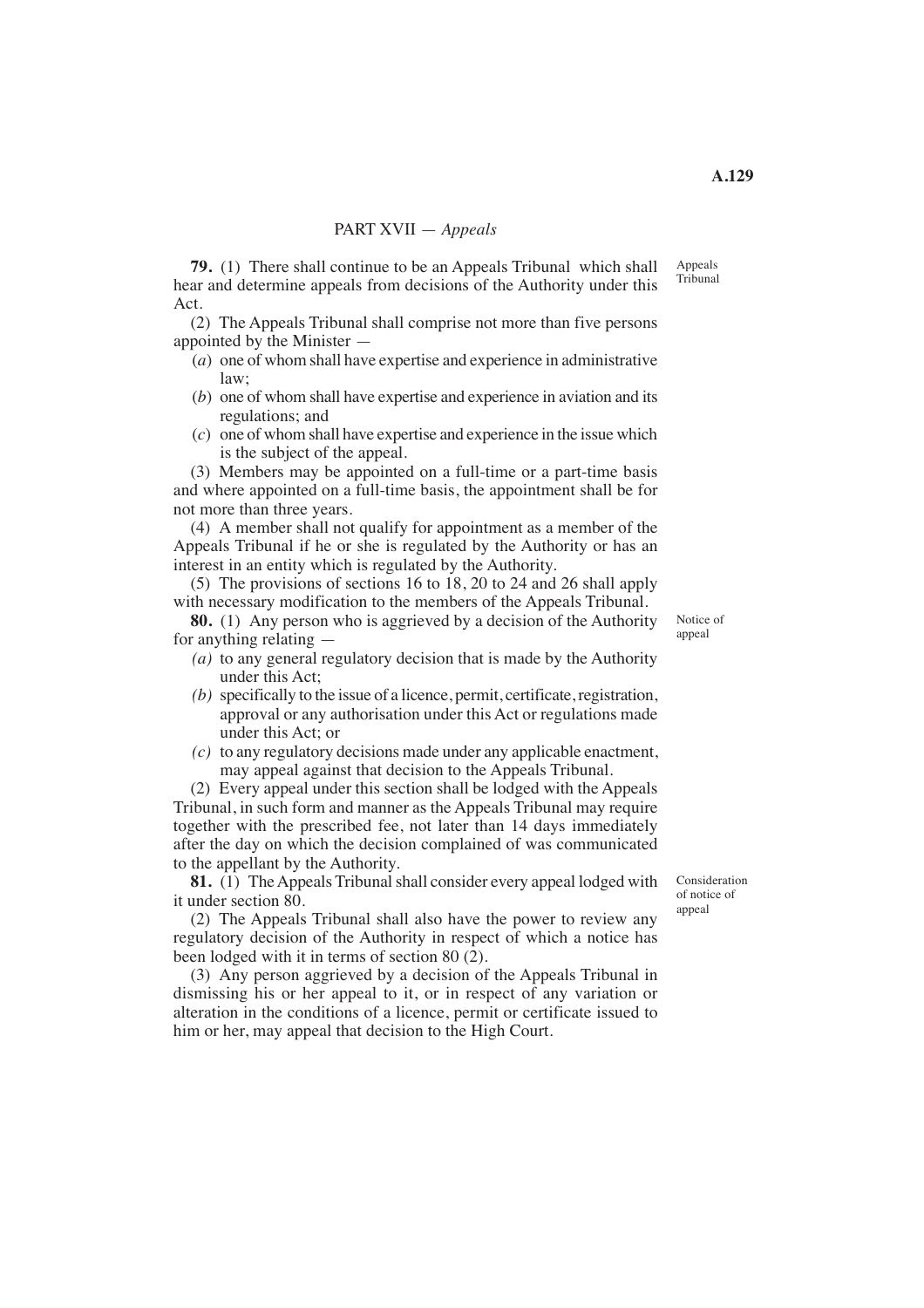## PART XVII — *Appeals*

**79.** (1) There shall continue to be an Appeals Tribunal which shall hear and determine appeals from decisions of the Authority under this Act.

Appeals Tribunal

(2) The Appeals Tribunal shall comprise not more than five persons appointed by the Minister —

(*a*) one of whom shall have expertise and experience in administrative law;

(*b*) one of whom shall have expertise and experience in aviation and its regulations; and

(*c*) one of whom shall have expertise and experience in the issue which is the subject of the appeal.

(3) Members may be appointed on a full-time or a part-time basis and where appointed on a full-time basis, the appointment shall be for not more than three years.

(4) A member shall not qualify for appointment as a member of the Appeals Tribunal if he or she is regulated by the Authority or has an interest in an entity which is regulated by the Authority.

(5) The provisions of sections 16 to 18, 20 to 24 and 26 shall apply with necessary modification to the members of the Appeals Tribunal.

**80.** (1) Any person who is aggrieved by a decision of the Authority for anything relating —

Notice of appeal

*(a)* to any general regulatory decision that is made by the Authority under this Act;

*(b)* specifically to the issue of a licence, permit, certificate, registration, approval or any authorisation under this Act or regulations made under this Act; or

*(c)* to any regulatory decisions made under any applicable enactment,

may appeal against that decision to the Appeals Tribunal.

(2) Every appeal under this section shall be lodged with the Appeals Tribunal, in such form and manner as the Appeals Tribunal may require together with the prescribed fee, not later than 14 days immediately after the day on which the decision complained of was communicated to the appellant by the Authority.

**81.** (1) The Appeals Tribunal shall consider every appeal lodged with it under section 80.

Consideration of notice of appeal

(2) The Appeals Tribunal shall also have the power to review any regulatory decision of the Authority in respect of which a notice has been lodged with it in terms of section 80 (2).

(3) Any person aggrieved by a decision of the Appeals Tribunal in dismissing his or her appeal to it, or in respect of any variation or alteration in the conditions of a licence, permit or certificate issued to him or her, may appeal that decision to the High Court.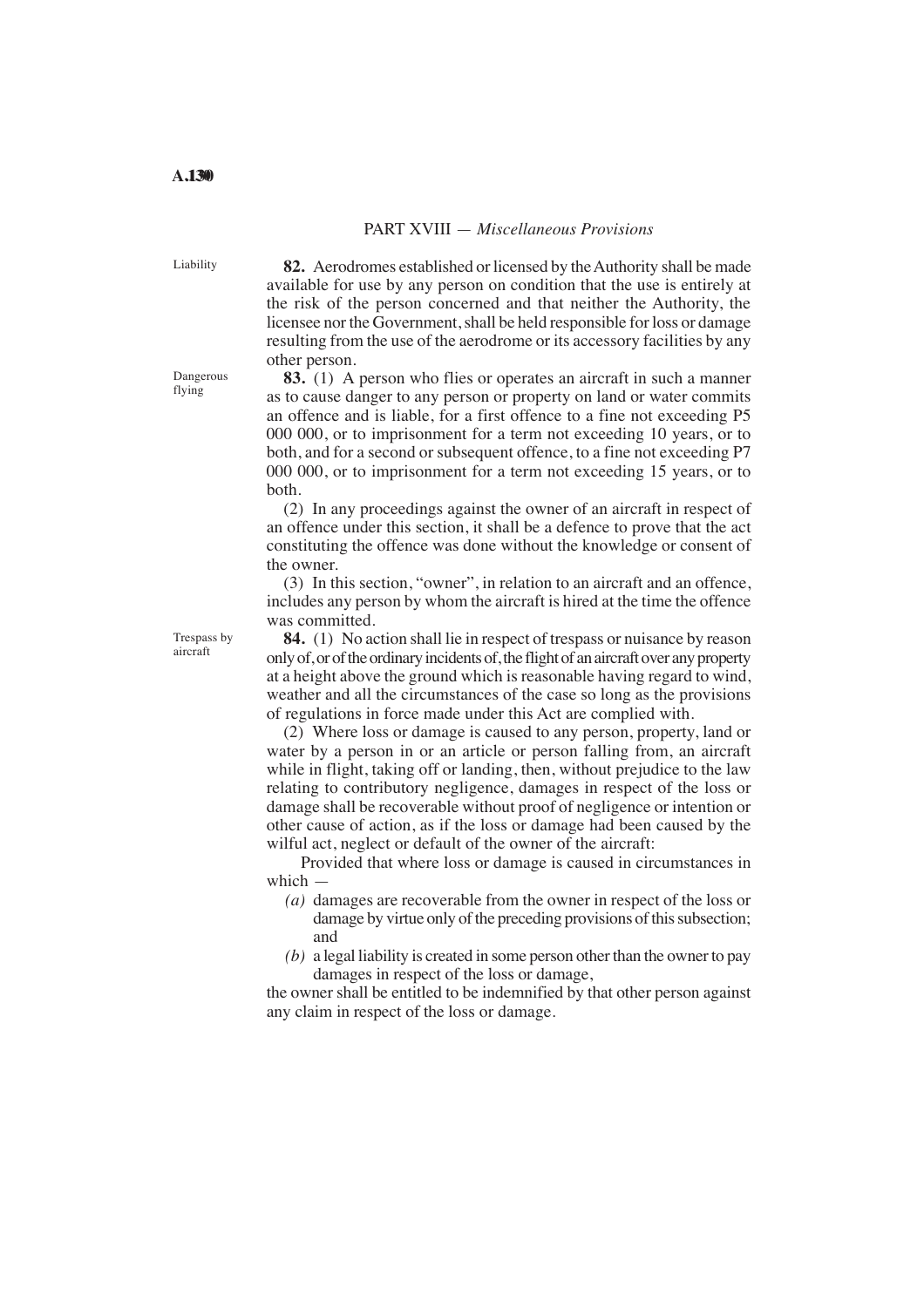## PART XVIII — *Miscellaneous Provisions*

Liability

**82.** Aerodromes established or licensed by the Authority shall be made available for use by any person on condition that the use is entirely at the risk of the person concerned and that neither the Authority, the licensee nor the Government, shall be held responsible for loss or damage resulting from the use of the aerodrome or its accessory facilities by any other person.

Dangerous flying

**83.** (1) A person who flies or operates an aircraft in such a manner as to cause danger to any person or property on land or water commits an offence and is liable, for a first offence to a fine not exceeding P5 000 000, or to imprisonment for a term not exceeding 10 years, or to both, and for a second or subsequent offence, to a fine not exceeding P7 000 000, or to imprisonment for a term not exceeding 15 years, or to both.

(2) In any proceedings against the owner of an aircraft in respect of an offence under this section, it shall be a defence to prove that the act constituting the offence was done without the knowledge or consent of the owner.

(3) In this section, "owner", in relation to an aircraft and an offence, includes any person by whom the aircraft is hired at the time the offence was committed.

Trespass by aircraft

**84.** (1) No action shall lie in respect of trespass or nuisance by reason only of, or of the ordinary incidents of, the flight of an aircraft over any property at a height above the ground which is reasonable having regard to wind, weather and all the circumstances of the case so long as the provisions of regulations in force made under this Act are complied with.

(2) Where loss or damage is caused to any person, property, land or water by a person in or an article or person falling from, an aircraft while in flight, taking off or landing, then, without prejudice to the law relating to contributory negligence, damages in respect of the loss or damage shall be recoverable without proof of negligence or intention or other cause of action, as if the loss or damage had been caused by the wilful act, neglect or default of the owner of the aircraft:

Provided that where loss or damage is caused in circumstances in which —

*(a)* damages are recoverable from the owner in respect of the loss or damage by virtue only of the preceding provisions of this subsection; and

*(b)* a legal liability is created in some person other than the owner to pay damages in respect of the loss or damage,

the owner shall be entitled to be indemnified by that other person against any claim in respect of the loss or damage.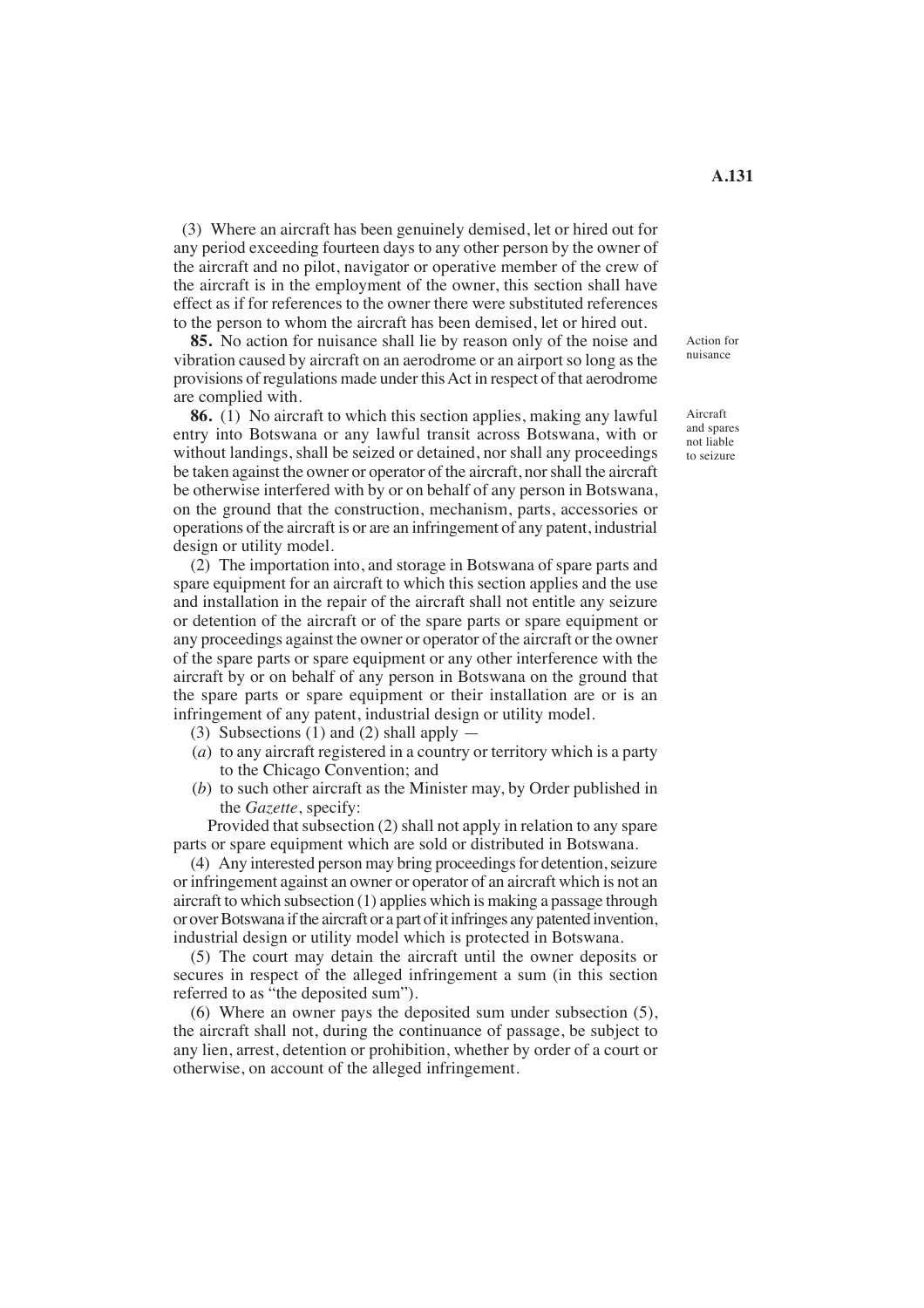(3) Where an aircraft has been genuinely demised, let or hired out for any period exceeding fourteen days to any other person by the owner of the aircraft and no pilot, navigator or operative member of the crew of the aircraft is in the employment of the owner, this section shall have effect as if for references to the owner there were substituted references to the person to whom the aircraft has been demised, let or hired out.

*Action for nuisance*

**85.** No action for nuisance shall lie by reason only of the noise and vibration caused by aircraft on an aerodrome or an airport so long as the provisions of regulations made under this Act in respect of that aerodrome are complied with.

*Aircraft and spares not liable to seizure*

**86.** (1) No aircraft to which this section applies, making any lawful entry into Botswana or any lawful transit across Botswana, with or without landings, shall be seized or detained, nor shall any proceedings be taken against the owner or operator of the aircraft, nor shall the aircraft be otherwise interfered with by or on behalf of any person in Botswana, on the ground that the construction, mechanism, parts, accessories or operations of the aircraft is or are an infringement of any patent, industrial design or utility model.

(2) The importation into, and storage in Botswana of spare parts and spare equipment for an aircraft to which this section applies and the use and installation in the repair of the aircraft shall not entitle any seizure or detention of the aircraft or of the spare parts or spare equipment or any proceedings against the owner or operator of the aircraft or the owner of the spare parts or spare equipment or any other interference with the aircraft by or on behalf of any person in Botswana on the ground that the spare parts or spare equipment or their installation are or is an infringement of any patent, industrial design or utility model.

(3) Subsections (1) and (2) shall apply —

(*a*) to any aircraft registered in a country or territory which is a party to the Chicago Convention; and

(*b*) to such other aircraft as the Minister may, by Order published in the *Gazette*, specify:

Provided that subsection (2) shall not apply in relation to any spare parts or spare equipment which are sold or distributed in Botswana.

(4) Any interested person may bring proceedings for detention, seizure or infringement against an owner or operator of an aircraft which is not an aircraft to which subsection (1) applies which is making a passage through or over Botswana if the aircraft or a part of it infringes any patented invention, industrial design or utility model which is protected in Botswana.

(5) The court may detain the aircraft until the owner deposits or secures in respect of the alleged infringement a sum (in this section referred to as "the deposited sum").

(6) Where an owner pays the deposited sum under subsection (5), the aircraft shall not, during the continuance of passage, be subject to any lien, arrest, detention or prohibition, whether by order of a court or otherwise, on account of the alleged infringement.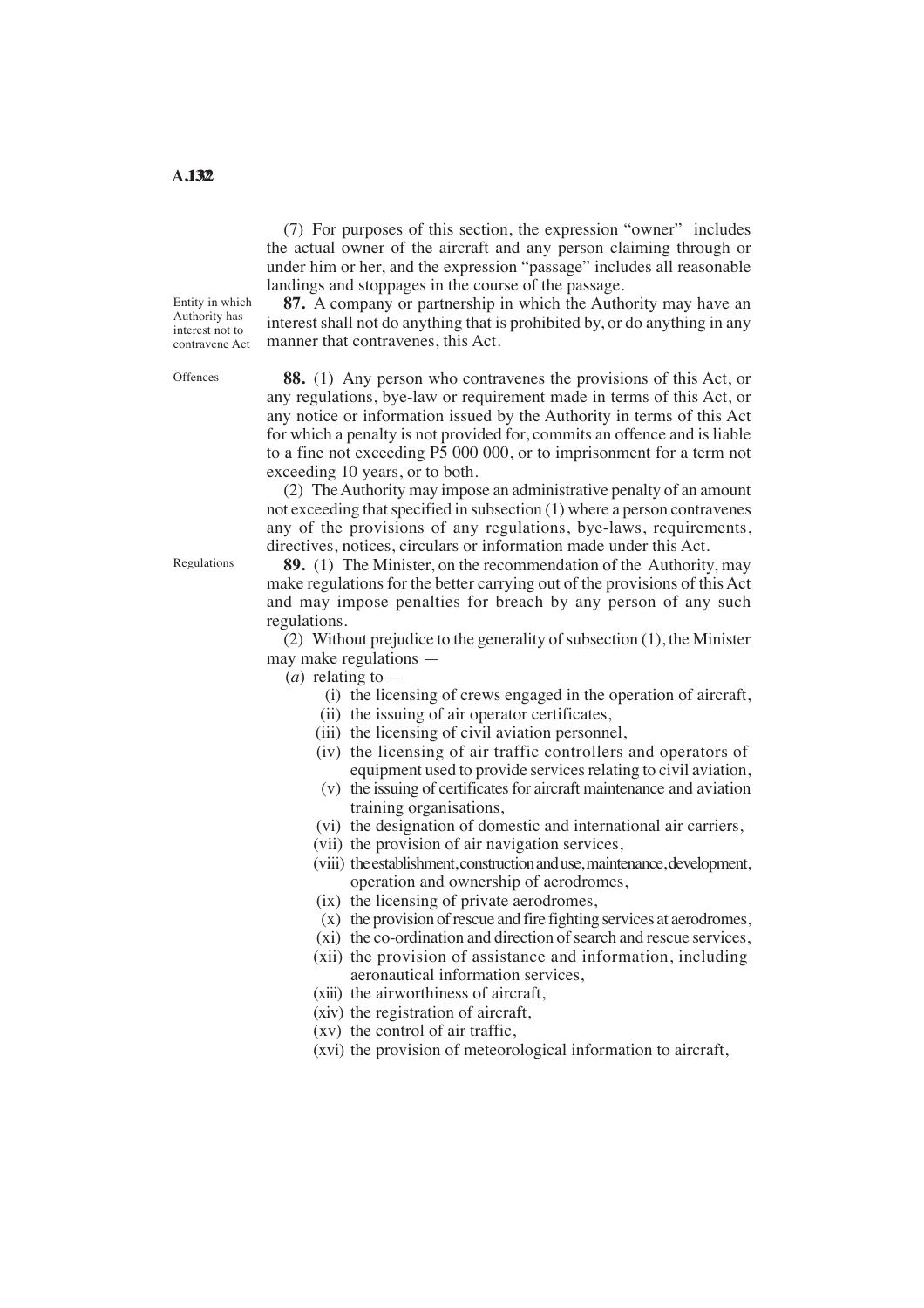(7) For purposes of this section, the expression "owner" includes the actual owner of the aircraft and any person claiming through or under him or her, and the expression "passage" includes all reasonable landings and stoppages in the course of the passage.

Entity in which Authority has interest not to contravene Act

**87.** A company or partnership in which the Authority may have an interest shall not do anything that is prohibited by, or do anything in any manner that contravenes, this Act.

Offences

**88.** (1) Any person who contravenes the provisions of this Act, or any regulations, bye-law or requirement made in terms of this Act, or any notice or information issued by the Authority in terms of this Act for which a penalty is not provided for, commits an offence and is liable to a fine not exceeding P5 000 000, or to imprisonment for a term not exceeding 10 years, or to both.

(2) The Authority may impose an administrative penalty of an amount not exceeding that specified in subsection (1) where a person contravenes any of the provisions of any regulations, bye-laws, requirements, directives, notices, circulars or information made under this Act.

Regulations

**89.** (1) The Minister, on the recommendation of the Authority, may make regulations for the better carrying out of the provisions of this Act and may impose penalties for breach by any person of any such regulations.

(2) Without prejudice to the generality of subsection (1), the Minister may make regulations —

(*a*) relating to —

(i) the licensing of crews engaged in the operation of aircraft,

(ii) the issuing of air operator certificates,

(iii) the licensing of civil aviation personnel,

(iv) the licensing of air traffic controllers and operators of equipment used to provide services relating to civil aviation,

(v) the issuing of certificates for aircraft maintenance and aviation training organisations,

(vi) the designation of domestic and international air carriers,

(vii) the provision of air navigation services,

(viii) the establishment, construction and use, maintenance, development, operation and ownership of aerodromes,

(ix) the licensing of private aerodromes,

(x) the provision of rescue and fire fighting services at aerodromes,

(xi) the co-ordination and direction of search and rescue services,

(xii) the provision of assistance and information, including aeronautical information services,

(xiii) the airworthiness of aircraft,

(xiv) the registration of aircraft,

(xv) the control of air traffic,

(xvi) the provision of meteorological information to aircraft,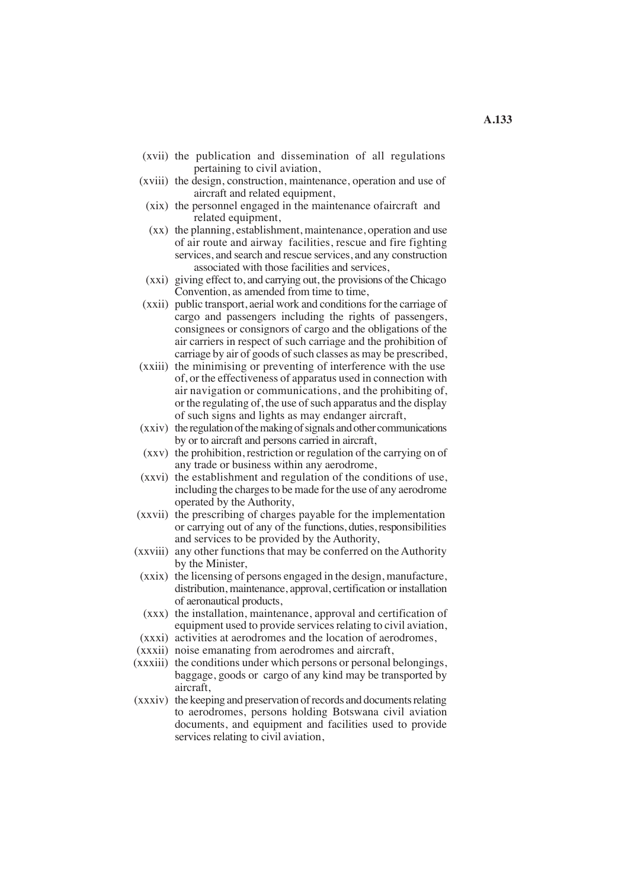(xvii) the publication and dissemination of all regulations pertaining to civil aviation,

(xviii) the design, construction, maintenance, operation and use of aircraft and related equipment,

(xix) the personnel engaged in the maintenance ofaircraft and related equipment,

(xx) the planning, establishment, maintenance, operation and use of air route and airway facilities, rescue and fire fighting services, and search and rescue services, and any construction associated with those facilities and services,

(xxi) giving effect to, and carrying out, the provisions of the Chicago Convention, as amended from time to time,

(xxii) public transport, aerial work and conditions for the carriage of cargo and passengers including the rights of passengers, consignees or consignors of cargo and the obligations of the air carriers in respect of such carriage and the prohibition of carriage by air of goods of such classes as may be prescribed,

(xxiii) the minimising or preventing of interference with the use of, or the effectiveness of apparatus used in connection with air navigation or communications, and the prohibiting of, or the regulating of, the use of such apparatus and the display of such signs and lights as may endanger aircraft,

(xxiv) the regulation of the making of signals and other communications by or to aircraft and persons carried in aircraft,

(xxv) the prohibition, restriction or regulation of the carrying on of any trade or business within any aerodrome,

(xxvi) the establishment and regulation of the conditions of use, including the charges to be made for the use of any aerodrome operated by the Authority,

(xxvii) the prescribing of charges payable for the implementation or carrying out of any of the functions, duties, responsibilities and services to be provided by the Authority,

(xxviii) any other functions that may be conferred on the Authority by the Minister,

(xxix) the licensing of persons engaged in the design, manufacture, distribution, maintenance, approval, certification or installation of aeronautical products,

(xxx) the installation, maintenance, approval and certification of equipment used to provide services relating to civil aviation,

(xxxi) activities at aerodromes and the location of aerodromes,

(xxxii) noise emanating from aerodromes and aircraft,

(xxxiii) the conditions under which persons or personal belongings, baggage, goods or cargo of any kind may be transported by aircraft,

(xxxiv) the keeping and preservation of records and documents relating to aerodromes, persons holding Botswana civil aviation documents, and equipment and facilities used to provide services relating to civil aviation,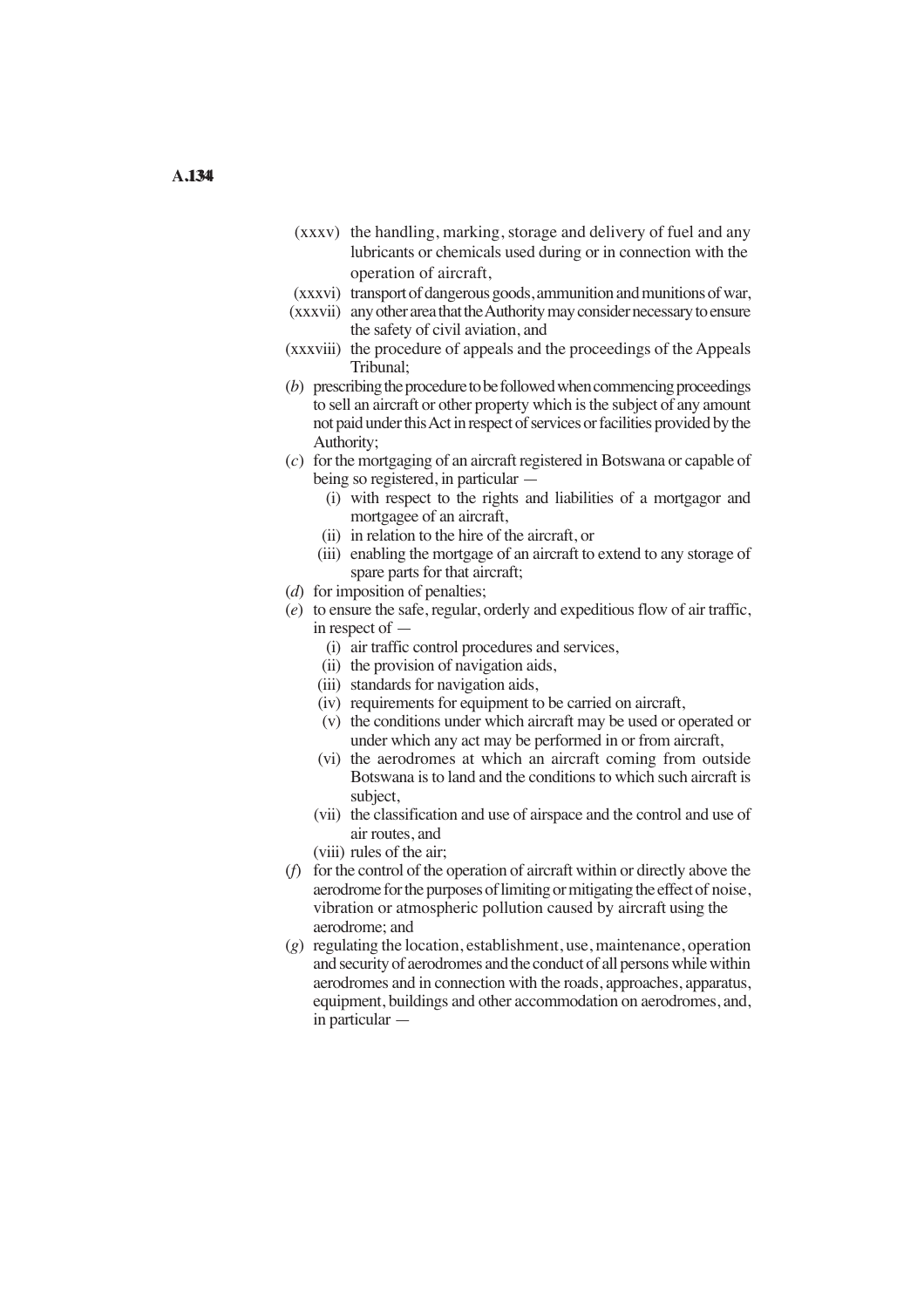(xxxv) the handling, marking, storage and delivery of fuel and any lubricants or chemicals used during or in connection with the operation of aircraft,

(xxxvi) transport of dangerous goods, ammunition and munitions of war,

(xxxvii) any other area that the Authority may consider necessary to ensure the safety of civil aviation, and

(xxxviii) the procedure of appeals and the proceedings of the Appeals Tribunal;

(*b*) prescribing the procedure to be followed when commencing proceedings to sell an aircraft or other property which is the subject of any amount not paid under this Act in respect of services or facilities provided by the Authority;

(*c*) for the mortgaging of an aircraft registered in Botswana or capable of being so registered, in particular —

(i) with respect to the rights and liabilities of a mortgagor and mortgagee of an aircraft,

(ii) in relation to the hire of the aircraft, or

(iii) enabling the mortgage of an aircraft to extend to any storage of spare parts for that aircraft;

(*d*) for imposition of penalties;

(*e*) to ensure the safe, regular, orderly and expeditious flow of air traffic, in respect of —

(i) air traffic control procedures and services,

(ii) the provision of navigation aids,

(iii) standards for navigation aids,

(iv) requirements for equipment to be carried on aircraft,

(v) the conditions under which aircraft may be used or operated or under which any act may be performed in or from aircraft,

(vi) the aerodromes at which an aircraft coming from outside Botswana is to land and the conditions to which such aircraft is subject,

(vii) the classification and use of airspace and the control and use of air routes, and

(viii) rules of the air;

(*f*) for the control of the operation of aircraft within or directly above the aerodrome for the purposes of limiting or mitigating the effect of noise, vibration or atmospheric pollution caused by aircraft using the aerodrome; and

(*g*) regulating the location, establishment, use, maintenance, operation and security of aerodromes and the conduct of all persons while within aerodromes and in connection with the roads, approaches, apparatus, equipment, buildings and other accommodation on aerodromes, and, in particular —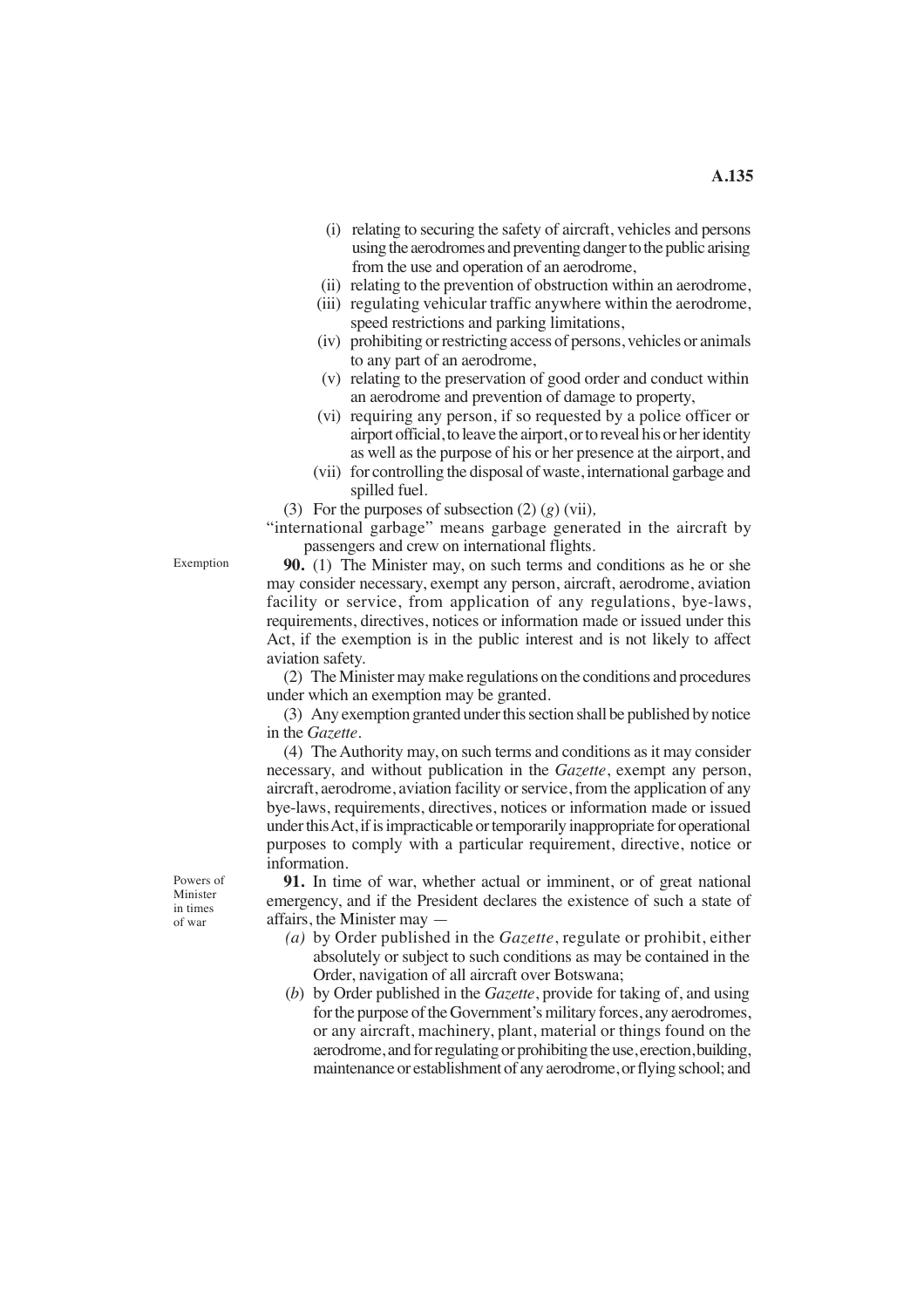(i) relating to securing the safety of aircraft, vehicles and persons using the aerodromes and preventing danger to the public arising from the use and operation of an aerodrome,

(ii) relating to the prevention of obstruction within an aerodrome,

(iii) regulating vehicular traffic anywhere within the aerodrome, speed restrictions and parking limitations,

(iv) prohibiting or restricting access of persons, vehicles or animals to any part of an aerodrome,

(v) relating to the preservation of good order and conduct within an aerodrome and prevention of damage to property,

(vi) requiring any person, if so requested by a police officer or airport official, to leave the airport, or to reveal his or her identity as well as the purpose of his or her presence at the airport, and

(vii) for controlling the disposal of waste, international garbage and spilled fuel.

(3) For the purposes of subsection (2) (*g*) (vii),

"international garbage" means garbage generated in the aircraft by passengers and crew on international flights.

Exemption

**90.** (1) The Minister may, on such terms and conditions as he or she may consider necessary, exempt any person, aircraft, aerodrome, aviation facility or service, from application of any regulations, bye-laws, requirements, directives, notices or information made or issued under this Act, if the exemption is in the public interest and is not likely to affect aviation safety.

(2) The Minister may make regulations on the conditions and procedures under which an exemption may be granted.

(3) Any exemption granted under this section shall be published by notice in the *Gazette*.

(4) The Authority may, on such terms and conditions as it may consider necessary, and without publication in the *Gazette*, exempt any person, aircraft, aerodrome, aviation facility or service, from the application of any bye-laws, requirements, directives, notices or information made or issued under this Act, if is impracticable or temporarily inappropriate for operational purposes to comply with a particular requirement, directive, notice or information.

Powers of Minister in times of war

**91.** In time of war, whether actual or imminent, or of great national emergency, and if the President declares the existence of such a state of affairs, the Minister may —

*(a)* by Order published in the *Gazette*, regulate or prohibit, either absolutely or subject to such conditions as may be contained in the Order, navigation of all aircraft over Botswana;

(*b*) by Order published in the *Gazette*, provide for taking of, and using for the purpose of the Government's military forces, any aerodromes, or any aircraft, machinery, plant, material or things found on the aerodrome, and for regulating or prohibiting the use, erection, building, maintenance or establishment of any aerodrome, or flying school; and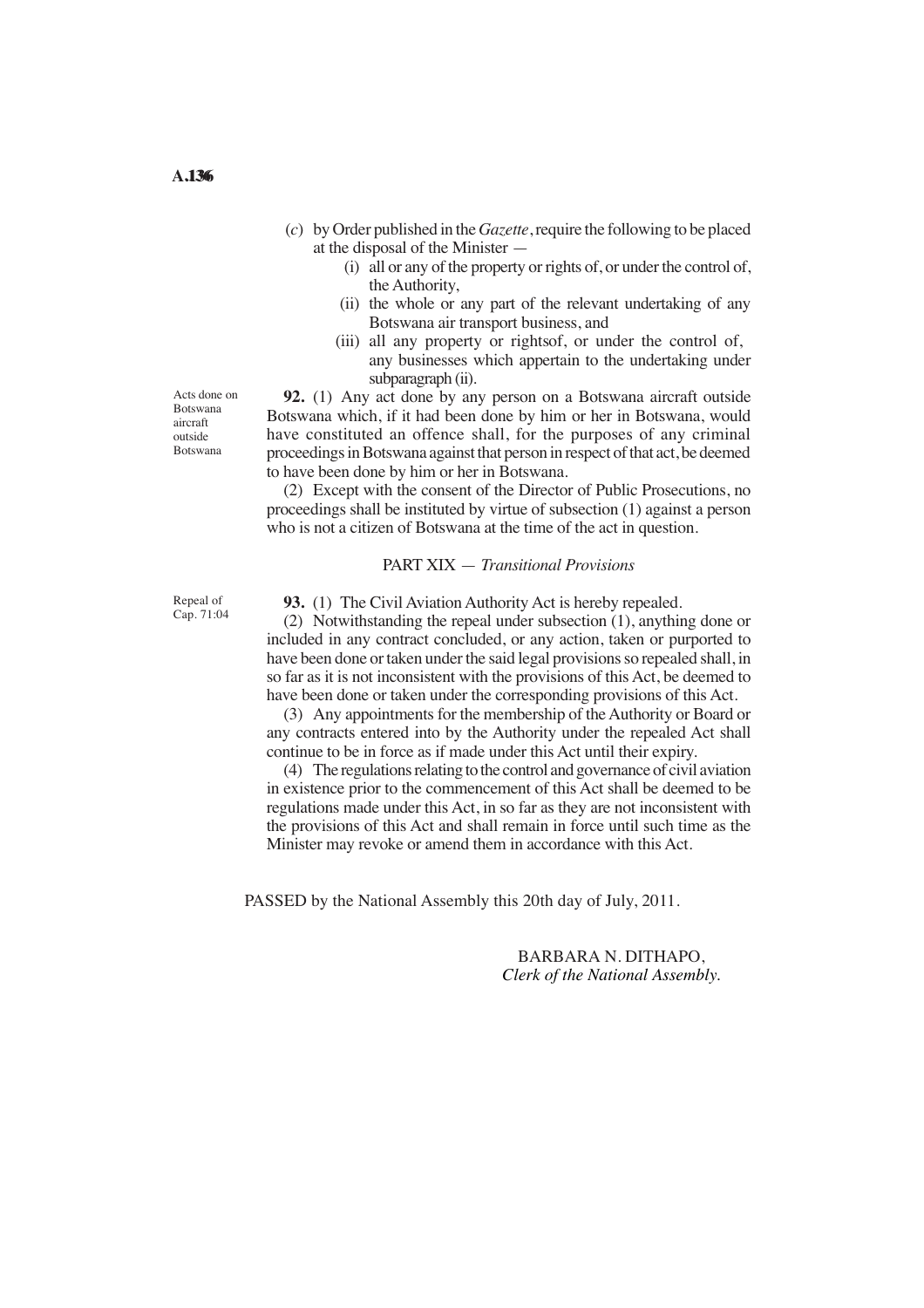(*c*) by Order published in the *Gazette*, require the following to be placed at the disposal of the Minister —

(i) all or any of the property or rights of, or under the control of, the Authority,

(ii) the whole or any part of the relevant undertaking of any Botswana air transport business, and

(iii) all any property or rightsof, or under the control of, any businesses which appertain to the undertaking under subparagraph (ii).

Acts done on Botswana aircraft outside Botswana

**92.** (1) Any act done by any person on a Botswana aircraft outside Botswana which, if it had been done by him or her in Botswana, would have constituted an offence shall, for the purposes of any criminal proceedings in Botswana against that person in respect of that act, be deemed to have been done by him or her in Botswana.

(2) Except with the consent of the Director of Public Prosecutions, no proceedings shall be instituted by virtue of subsection (1) against a person who is not a citizen of Botswana at the time of the act in question.

## PART XIX — *Transitional Provisions*

Repeal of Cap. 71:04

**93.** (1) The Civil Aviation Authority Act is hereby repealed.

(2) Notwithstanding the repeal under subsection (1), anything done or included in any contract concluded, or any action, taken or purported to have been done or taken under the said legal provisions so repealed shall, in so far as it is not inconsistent with the provisions of this Act, be deemed to have been done or taken under the corresponding provisions of this Act.

(3) Any appointments for the membership of the Authority or Board or any contracts entered into by the Authority under the repealed Act shall continue to be in force as if made under this Act until their expiry.

(4) The regulations relating to the control and governance of civil aviation in existence prior to the commencement of this Act shall be deemed to be regulations made under this Act, in so far as they are not inconsistent with the provisions of this Act and shall remain in force until such time as the Minister may revoke or amend them in accordance with this Act.

PASSED by the National Assembly this 20th day of July, 2011.

BARBARA N. DITHAPO,
*Clerk of the National Assembly.*